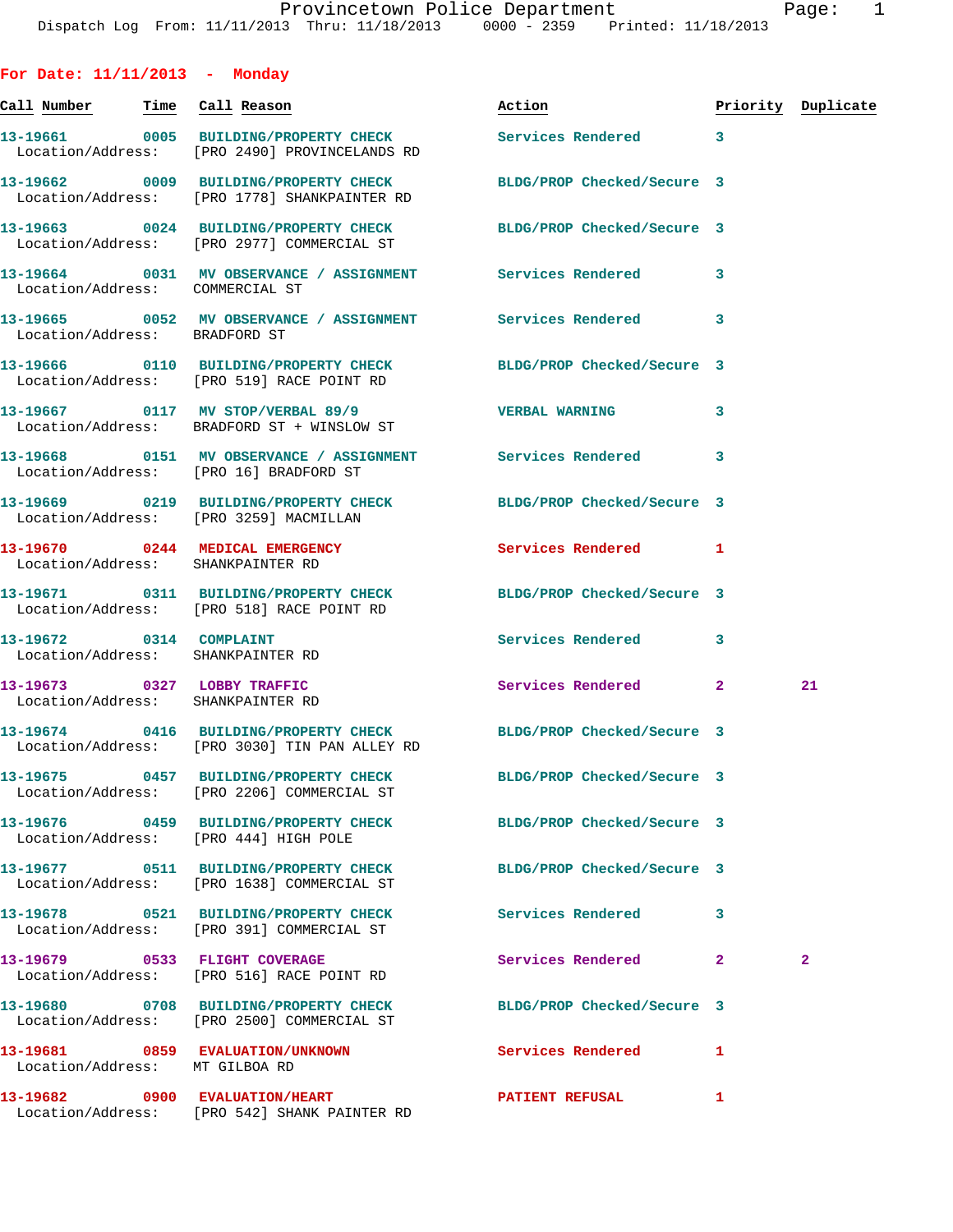Provincetown Police Department

Dispatch Log From: 11/11/2013 Thru: 11/18/2013 0000 - 2359 Printed: 11/18/2013

## For Date: 11/11/2013 - Monday

| Call Number | Time | Call Reason | Action | Priority | Duplicate |
|---|---|---|---|---|---|
| 13-19661 | 0005 | BUILDING/PROPERTY CHECK | Services Rendered | 3 | |
| Location/Address: | | [PRO 2490] PROVINCELANDS RD | | | |
| 13-19662 | 0009 | BUILDING/PROPERTY CHECK | BLDG/PROP Checked/Secure | 3 | |
| Location/Address: | | [PRO 1778] SHANKPAINTER RD | | | |
| 13-19663 | 0024 | BUILDING/PROPERTY CHECK | BLDG/PROP Checked/Secure | 3 | |
| Location/Address: | | [PRO 2977] COMMERCIAL ST | | | |
| 13-19664 | 0031 | MV OBSERVANCE / ASSIGNMENT | Services Rendered | 3 | |
| Location/Address: | | COMMERCIAL ST | | | |
| 13-19665 | 0052 | MV OBSERVANCE / ASSIGNMENT | Services Rendered | 3 | |
| Location/Address: | | BRADFORD ST | | | |
| 13-19666 | 0110 | BUILDING/PROPERTY CHECK | BLDG/PROP Checked/Secure | 3 | |
| Location/Address: | | [PRO 519] RACE POINT RD | | | |
| 13-19667 | 0117 | MV STOP/VERBAL 89/9 | VERBAL WARNING | 3 | |
| Location/Address: | | BRADFORD ST + WINSLOW ST | | | |
| 13-19668 | 0151 | MV OBSERVANCE / ASSIGNMENT | Services Rendered | 3 | |
| Location/Address: | | [PRO 16] BRADFORD ST | | | |
| 13-19669 | 0219 | BUILDING/PROPERTY CHECK | BLDG/PROP Checked/Secure | 3 | |
| Location/Address: | | [PRO 3259] MACMILLAN | | | |
| 13-19670 | 0244 | MEDICAL EMERGENCY | Services Rendered | 1 | |
| Location/Address: | | SHANKPAINTER RD | | | |
| 13-19671 | 0311 | BUILDING/PROPERTY CHECK | BLDG/PROP Checked/Secure | 3 | |
| Location/Address: | | [PRO 518] RACE POINT RD | | | |
| 13-19672 | 0314 | COMPLAINT | Services Rendered | 3 | |
| Location/Address: | | SHANKPAINTER RD | | | |
| 13-19673 | 0327 | LOBBY TRAFFIC | Services Rendered | 2 | 21 |
| Location/Address: | | SHANKPAINTER RD | | | |
| 13-19674 | 0416 | BUILDING/PROPERTY CHECK | BLDG/PROP Checked/Secure | 3 | |
| Location/Address: | | [PRO 3030] TIN PAN ALLEY RD | | | |
| 13-19675 | 0457 | BUILDING/PROPERTY CHECK | BLDG/PROP Checked/Secure | 3 | |
| Location/Address: | | [PRO 2206] COMMERCIAL ST | | | |
| 13-19676 | 0459 | BUILDING/PROPERTY CHECK | BLDG/PROP Checked/Secure | 3 | |
| Location/Address: | | [PRO 444] HIGH POLE | | | |
| 13-19677 | 0511 | BUILDING/PROPERTY CHECK | BLDG/PROP Checked/Secure | 3 | |
| Location/Address: | | [PRO 1638] COMMERCIAL ST | | | |
| 13-19678 | 0521 | BUILDING/PROPERTY CHECK | Services Rendered | 3 | |
| Location/Address: | | [PRO 391] COMMERCIAL ST | | | |
| 13-19679 | 0533 | FLIGHT COVERAGE | Services Rendered | 2 | 2 |
| Location/Address: | | [PRO 516] RACE POINT RD | | | |
| 13-19680 | 0708 | BUILDING/PROPERTY CHECK | BLDG/PROP Checked/Secure | 3 | |
| Location/Address: | | [PRO 2500] COMMERCIAL ST | | | |
| 13-19681 | 0859 | EVALUATION/UNKNOWN | Services Rendered | 1 | |
| Location/Address: | | MT GILBOA RD | | | |
| 13-19682 | 0900 | EVALUATION/HEART | PATIENT REFUSAL | 1 | |
| Location/Address: | | [PRO 542] SHANK PAINTER RD | | | |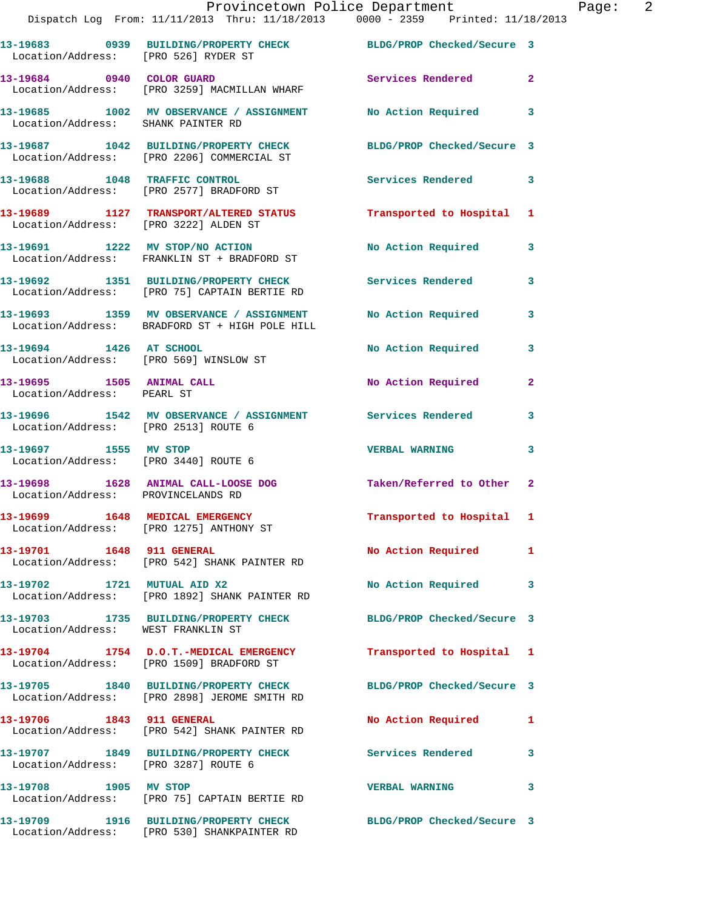13-19683 0939 BUILDING/PROPERTY CHECK BLDG/PROP Checked/Secure 3
Location/Address: [PRO 526] RYDER ST

13-19684 0940 COLOR GUARD Services Rendered 2
Location/Address: [PRO 3259] MACMILLAN WHARF

13-19685 1002 MV OBSERVANCE / ASSIGNMENT No Action Required 3
Location/Address: SHANK PAINTER RD

13-19687 1042 BUILDING/PROPERTY CHECK BLDG/PROP Checked/Secure 3
Location/Address: [PRO 2206] COMMERCIAL ST

13-19688 1048 TRAFFIC CONTROL Services Rendered 3
Location/Address: [PRO 2577] BRADFORD ST

13-19689 1127 TRANSPORT/ALTERED STATUS Transported to Hospital 1
Location/Address: [PRO 3222] ALDEN ST

13-19691 1222 MV STOP/NO ACTION No Action Required 3
Location/Address: FRANKLIN ST + BRADFORD ST

13-19692 1351 BUILDING/PROPERTY CHECK Services Rendered 3
Location/Address: [PRO 75] CAPTAIN BERTIE RD

13-19693 1359 MV OBSERVANCE / ASSIGNMENT No Action Required 3
Location/Address: BRADFORD ST + HIGH POLE HILL

13-19694 1426 AT SCHOOL No Action Required 3
Location/Address: [PRO 569] WINSLOW ST

13-19695 1505 ANIMAL CALL No Action Required 2
Location/Address: PEARL ST

13-19696 1542 MV OBSERVANCE / ASSIGNMENT Services Rendered 3
Location/Address: [PRO 2513] ROUTE 6

13-19697 1555 MV STOP VERBAL WARNING 3
Location/Address: [PRO 3440] ROUTE 6

13-19698 1628 ANIMAL CALL-LOOSE DOG Taken/Referred to Other 2
Location/Address: PROVINCELANDS RD

13-19699 1648 MEDICAL EMERGENCY Transported to Hospital 1
Location/Address: [PRO 1275] ANTHONY ST

13-19701 1648 911 GENERAL No Action Required 1
Location/Address: [PRO 542] SHANK PAINTER RD

13-19702 1721 MUTUAL AID X2 No Action Required 3
Location/Address: [PRO 1892] SHANK PAINTER RD

13-19703 1735 BUILDING/PROPERTY CHECK BLDG/PROP Checked/Secure 3
Location/Address: WEST FRANKLIN ST

13-19704 1754 D.O.T.-MEDICAL EMERGENCY Transported to Hospital 1
Location/Address: [PRO 1509] BRADFORD ST

13-19705 1840 BUILDING/PROPERTY CHECK BLDG/PROP Checked/Secure 3
Location/Address: [PRO 2898] JEROME SMITH RD

13-19706 1843 911 GENERAL No Action Required 1
Location/Address: [PRO 542] SHANK PAINTER RD

13-19707 1849 BUILDING/PROPERTY CHECK Services Rendered 3
Location/Address: [PRO 3287] ROUTE 6

13-19708 1905 MV STOP VERBAL WARNING 3
Location/Address: [PRO 75] CAPTAIN BERTIE RD

13-19709 1916 BUILDING/PROPERTY CHECK BLDG/PROP Checked/Secure 3
Location/Address: [PRO 530] SHANKPAINTER RD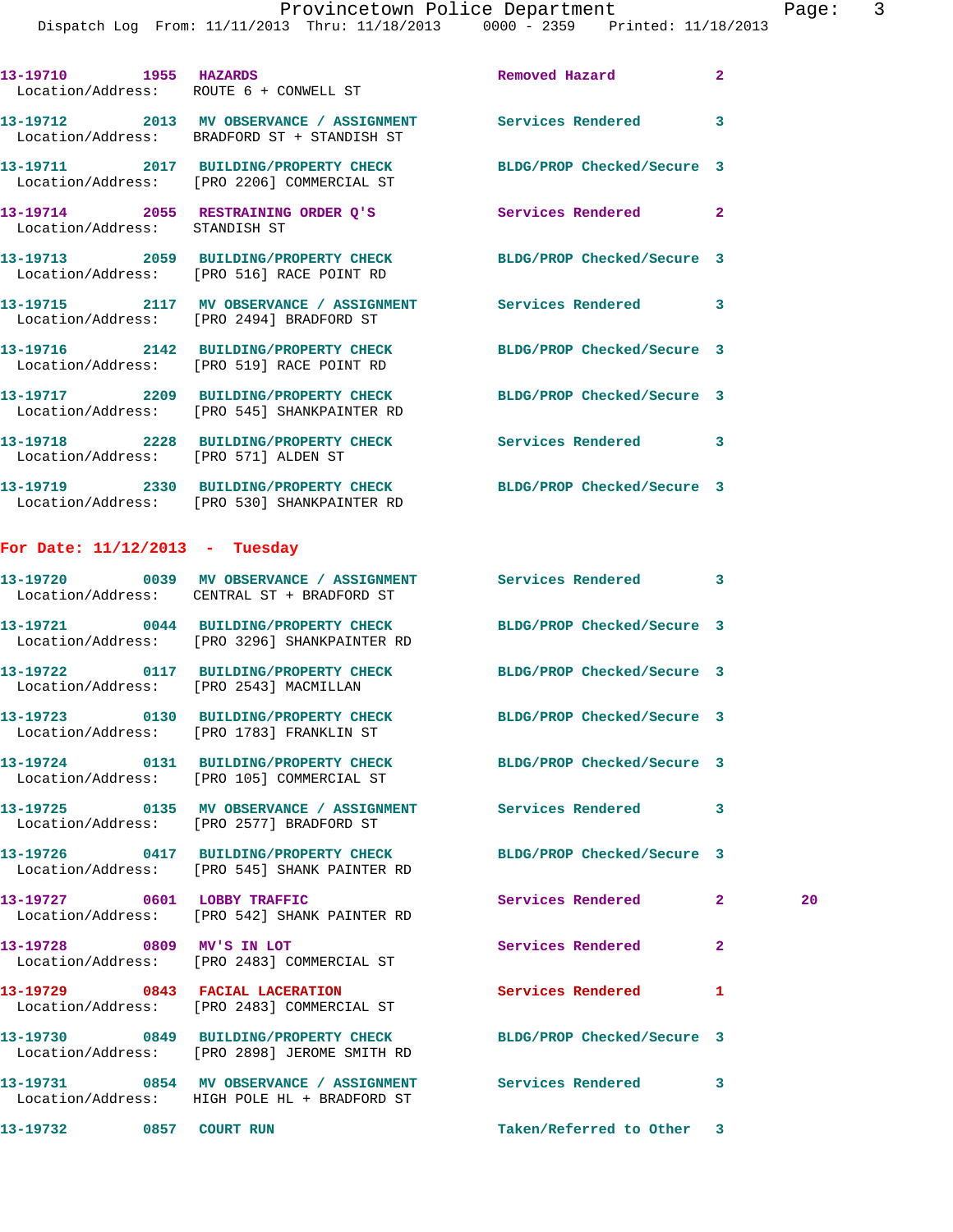13-19710 1955 **HAZARDS** Removed Hazard 2
Location/Address: ROUTE 6 + CONWELL ST

13-19712 2013 **MV OBSERVANCE / ASSIGNMENT** Services Rendered 3
Location/Address: BRADFORD ST + STANDISH ST

13-19711 2017 **BUILDING/PROPERTY CHECK** BLDG/PROP Checked/Secure 3
Location/Address: [PRO 2206] COMMERCIAL ST

13-19714 2055 **RESTRAINING ORDER Q'S** Services Rendered 2
Location/Address: STANDISH ST

13-19713 2059 **BUILDING/PROPERTY CHECK** BLDG/PROP Checked/Secure 3
Location/Address: [PRO 516] RACE POINT RD

13-19715 2117 **MV OBSERVANCE / ASSIGNMENT** Services Rendered 3
Location/Address: [PRO 2494] BRADFORD ST

13-19716 2142 **BUILDING/PROPERTY CHECK** BLDG/PROP Checked/Secure 3
Location/Address: [PRO 519] RACE POINT RD

13-19717 2209 **BUILDING/PROPERTY CHECK** BLDG/PROP Checked/Secure 3
Location/Address: [PRO 545] SHANKPAINTER RD

13-19718 2228 **BUILDING/PROPERTY CHECK** Services Rendered 3
Location/Address: [PRO 571] ALDEN ST

13-19719 2330 **BUILDING/PROPERTY CHECK** BLDG/PROP Checked/Secure 3
Location/Address: [PRO 530] SHANKPAINTER RD

## For Date: 11/12/2013 - Tuesday

13-19720 0039 **MV OBSERVANCE / ASSIGNMENT** Services Rendered 3
Location/Address: CENTRAL ST + BRADFORD ST

13-19721 0044 **BUILDING/PROPERTY CHECK** BLDG/PROP Checked/Secure 3
Location/Address: [PRO 3296] SHANKPAINTER RD

13-19722 0117 **BUILDING/PROPERTY CHECK** BLDG/PROP Checked/Secure 3
Location/Address: [PRO 2543] MACMILLAN

13-19723 0130 **BUILDING/PROPERTY CHECK** BLDG/PROP Checked/Secure 3
Location/Address: [PRO 1783] FRANKLIN ST

13-19724 0131 **BUILDING/PROPERTY CHECK** BLDG/PROP Checked/Secure 3
Location/Address: [PRO 105] COMMERCIAL ST

13-19725 0135 **MV OBSERVANCE / ASSIGNMENT** Services Rendered 3
Location/Address: [PRO 2577] BRADFORD ST

13-19726 0417 **BUILDING/PROPERTY CHECK** BLDG/PROP Checked/Secure 3
Location/Address: [PRO 545] SHANK PAINTER RD

13-19727 0601 **LOBBY TRAFFIC** Services Rendered 2 20
Location/Address: [PRO 542] SHANK PAINTER RD

13-19728 0809 **MV'S IN LOT** Services Rendered 2
Location/Address: [PRO 2483] COMMERCIAL ST

13-19729 0843 **FACIAL LACERATION** Services Rendered 1
Location/Address: [PRO 2483] COMMERCIAL ST

13-19730 0849 **BUILDING/PROPERTY CHECK** BLDG/PROP Checked/Secure 3
Location/Address: [PRO 2898] JEROME SMITH RD

13-19731 0854 **MV OBSERVANCE / ASSIGNMENT** Services Rendered 3
Location/Address: HIGH POLE HL + BRADFORD ST

13-19732 0857 **COURT RUN** Taken/Referred to Other 3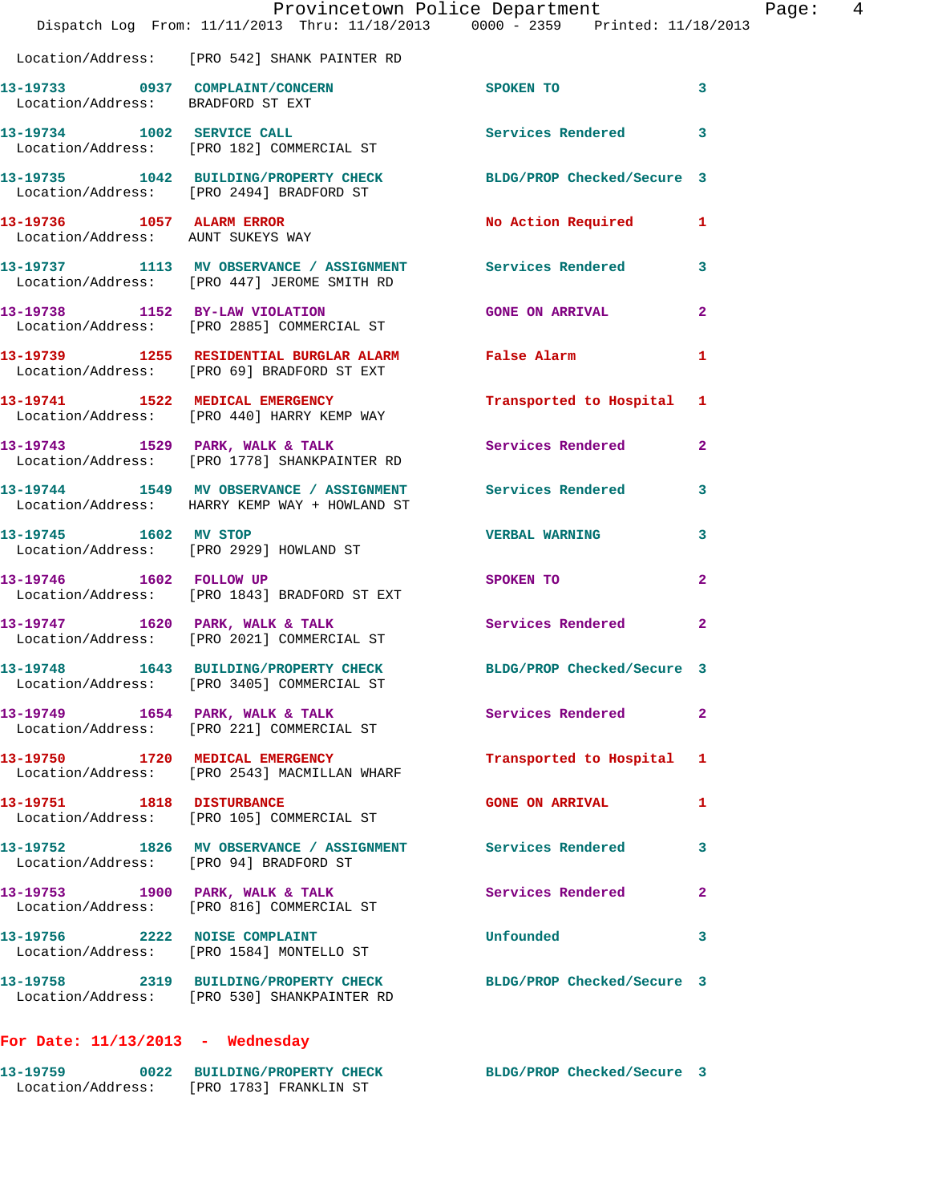Location/Address: [PRO 542] SHANK PAINTER RD

| Call Number | Time | Call Reason | Action | Priority |
|---|---|---|---|---|
| 13-19733 | 0937 | COMPLAINT/CONCERN | SPOKEN TO | 3 |
| Location/Address: BRADFORD ST EXT | | | | |
| 13-19734 | 1002 | SERVICE CALL | Services Rendered | 3 |
| Location/Address: [PRO 182] COMMERCIAL ST | | | | |
| 13-19735 | 1042 | BUILDING/PROPERTY CHECK | BLDG/PROP Checked/Secure | 3 |
| Location/Address: [PRO 2494] BRADFORD ST | | | | |
| 13-19736 | 1057 | ALARM ERROR | No Action Required | 1 |
| Location/Address: AUNT SUKEYS WAY | | | | |
| 13-19737 | 1113 | MV OBSERVANCE / ASSIGNMENT | Services Rendered | 3 |
| Location/Address: [PRO 447] JEROME SMITH RD | | | | |
| 13-19738 | 1152 | BY-LAW VIOLATION | GONE ON ARRIVAL | 2 |
| Location/Address: [PRO 2885] COMMERCIAL ST | | | | |
| 13-19739 | 1255 | RESIDENTIAL BURGLAR ALARM | False Alarm | 1 |
| Location/Address: [PRO 69] BRADFORD ST EXT | | | | |
| 13-19741 | 1522 | MEDICAL EMERGENCY | Transported to Hospital | 1 |
| Location/Address: [PRO 440] HARRY KEMP WAY | | | | |
| 13-19743 | 1529 | PARK, WALK & TALK | Services Rendered | 2 |
| Location/Address: [PRO 1778] SHANKPAINTER RD | | | | |
| 13-19744 | 1549 | MV OBSERVANCE / ASSIGNMENT | Services Rendered | 3 |
| Location/Address: HARRY KEMP WAY + HOWLAND ST | | | | |
| 13-19745 | 1602 | MV STOP | VERBAL WARNING | 3 |
| Location/Address: [PRO 2929] HOWLAND ST | | | | |
| 13-19746 | 1602 | FOLLOW UP | SPOKEN TO | 2 |
| Location/Address: [PRO 1843] BRADFORD ST EXT | | | | |
| 13-19747 | 1620 | PARK, WALK & TALK | Services Rendered | 2 |
| Location/Address: [PRO 2021] COMMERCIAL ST | | | | |
| 13-19748 | 1643 | BUILDING/PROPERTY CHECK | BLDG/PROP Checked/Secure | 3 |
| Location/Address: [PRO 3405] COMMERCIAL ST | | | | |
| 13-19749 | 1654 | PARK, WALK & TALK | Services Rendered | 2 |
| Location/Address: [PRO 221] COMMERCIAL ST | | | | |
| 13-19750 | 1720 | MEDICAL EMERGENCY | Transported to Hospital | 1 |
| Location/Address: [PRO 2543] MACMILLAN WHARF | | | | |
| 13-19751 | 1818 | DISTURBANCE | GONE ON ARRIVAL | 1 |
| Location/Address: [PRO 105] COMMERCIAL ST | | | | |
| 13-19752 | 1826 | MV OBSERVANCE / ASSIGNMENT | Services Rendered | 3 |
| Location/Address: [PRO 94] BRADFORD ST | | | | |
| 13-19753 | 1900 | PARK, WALK & TALK | Services Rendered | 2 |
| Location/Address: [PRO 816] COMMERCIAL ST | | | | |
| 13-19756 | 2222 | NOISE COMPLAINT | Unfounded | 3 |
| Location/Address: [PRO 1584] MONTELLO ST | | | | |
| 13-19758 | 2319 | BUILDING/PROPERTY CHECK | BLDG/PROP Checked/Secure | 3 |
| Location/Address: [PRO 530] SHANKPAINTER RD | | | | |

## For Date: 11/13/2013 - Wednesday

| Call Number | Time | Call Reason | Action | Priority |
|---|---|---|---|---|
| 13-19759 | 0022 | BUILDING/PROPERTY CHECK | BLDG/PROP Checked/Secure | 3 |
| Location/Address: [PRO 1783] FRANKLIN ST | | | | |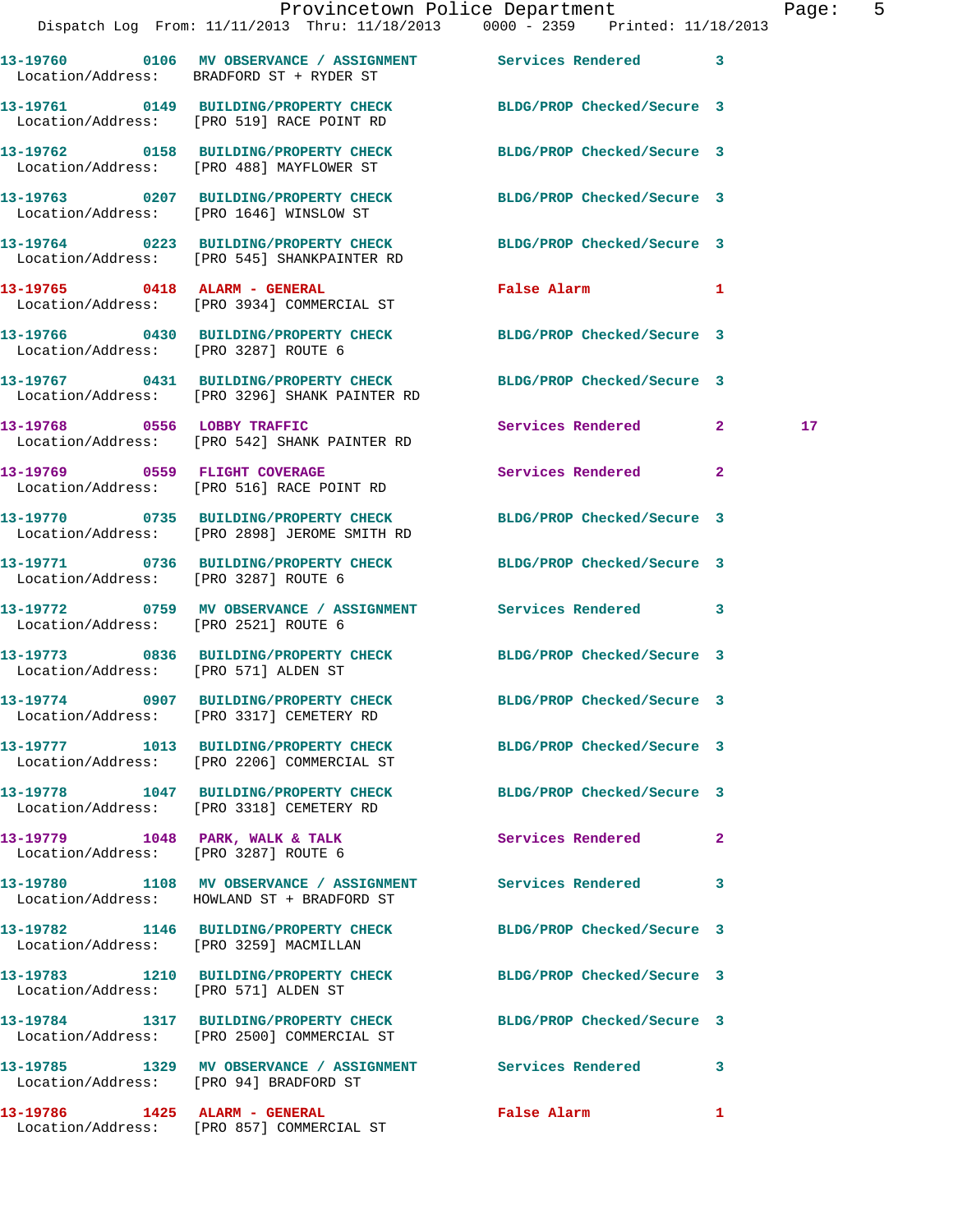| Call # | Time | Call Type | Action | Priority | |
|---|---|---|---|---|---|
| 13-19760 | 0106 | MV OBSERVANCE / ASSIGNMENT | Services Rendered | 3 | |
| Location/Address: | BRADFORD ST + RYDER ST | | | | |
| 13-19761 | 0149 | BUILDING/PROPERTY CHECK | BLDG/PROP Checked/Secure | 3 | |
| Location/Address: | [PRO 519] RACE POINT RD | | | | |
| 13-19762 | 0158 | BUILDING/PROPERTY CHECK | BLDG/PROP Checked/Secure | 3 | |
| Location/Address: | [PRO 488] MAYFLOWER ST | | | | |
| 13-19763 | 0207 | BUILDING/PROPERTY CHECK | BLDG/PROP Checked/Secure | 3 | |
| Location/Address: | [PRO 1646] WINSLOW ST | | | | |
| 13-19764 | 0223 | BUILDING/PROPERTY CHECK | BLDG/PROP Checked/Secure | 3 | |
| Location/Address: | [PRO 545] SHANKPAINTER RD | | | | |
| 13-19765 | 0418 | ALARM - GENERAL | False Alarm | 1 | |
| Location/Address: | [PRO 3934] COMMERCIAL ST | | | | |
| 13-19766 | 0430 | BUILDING/PROPERTY CHECK | BLDG/PROP Checked/Secure | 3 | |
| Location/Address: | [PRO 3287] ROUTE 6 | | | | |
| 13-19767 | 0431 | BUILDING/PROPERTY CHECK | BLDG/PROP Checked/Secure | 3 | |
| Location/Address: | [PRO 3296] SHANK PAINTER RD | | | | |
| 13-19768 | 0556 | LOBBY TRAFFIC | Services Rendered | 2 | 17 |
| Location/Address: | [PRO 542] SHANK PAINTER RD | | | | |
| 13-19769 | 0559 | FLIGHT COVERAGE | Services Rendered | 2 | |
| Location/Address: | [PRO 516] RACE POINT RD | | | | |
| 13-19770 | 0735 | BUILDING/PROPERTY CHECK | BLDG/PROP Checked/Secure | 3 | |
| Location/Address: | [PRO 2898] JEROME SMITH RD | | | | |
| 13-19771 | 0736 | BUILDING/PROPERTY CHECK | BLDG/PROP Checked/Secure | 3 | |
| Location/Address: | [PRO 3287] ROUTE 6 | | | | |
| 13-19772 | 0759 | MV OBSERVANCE / ASSIGNMENT | Services Rendered | 3 | |
| Location/Address: | [PRO 2521] ROUTE 6 | | | | |
| 13-19773 | 0836 | BUILDING/PROPERTY CHECK | BLDG/PROP Checked/Secure | 3 | |
| Location/Address: | [PRO 571] ALDEN ST | | | | |
| 13-19774 | 0907 | BUILDING/PROPERTY CHECK | BLDG/PROP Checked/Secure | 3 | |
| Location/Address: | [PRO 3317] CEMETERY RD | | | | |
| 13-19777 | 1013 | BUILDING/PROPERTY CHECK | BLDG/PROP Checked/Secure | 3 | |
| Location/Address: | [PRO 2206] COMMERCIAL ST | | | | |
| 13-19778 | 1047 | BUILDING/PROPERTY CHECK | BLDG/PROP Checked/Secure | 3 | |
| Location/Address: | [PRO 3318] CEMETERY RD | | | | |
| 13-19779 | 1048 | PARK, WALK & TALK | Services Rendered | 2 | |
| Location/Address: | [PRO 3287] ROUTE 6 | | | | |
| 13-19780 | 1108 | MV OBSERVANCE / ASSIGNMENT | Services Rendered | 3 | |
| Location/Address: | HOWLAND ST + BRADFORD ST | | | | |
| 13-19782 | 1146 | BUILDING/PROPERTY CHECK | BLDG/PROP Checked/Secure | 3 | |
| Location/Address: | [PRO 3259] MACMILLAN | | | | |
| 13-19783 | 1210 | BUILDING/PROPERTY CHECK | BLDG/PROP Checked/Secure | 3 | |
| Location/Address: | [PRO 571] ALDEN ST | | | | |
| 13-19784 | 1317 | BUILDING/PROPERTY CHECK | BLDG/PROP Checked/Secure | 3 | |
| Location/Address: | [PRO 2500] COMMERCIAL ST | | | | |
| 13-19785 | 1329 | MV OBSERVANCE / ASSIGNMENT | Services Rendered | 3 | |
| Location/Address: | [PRO 94] BRADFORD ST | | | | |
| 13-19786 | 1425 | ALARM - GENERAL | False Alarm | 1 | |
| Location/Address: | [PRO 857] COMMERCIAL ST | | | | |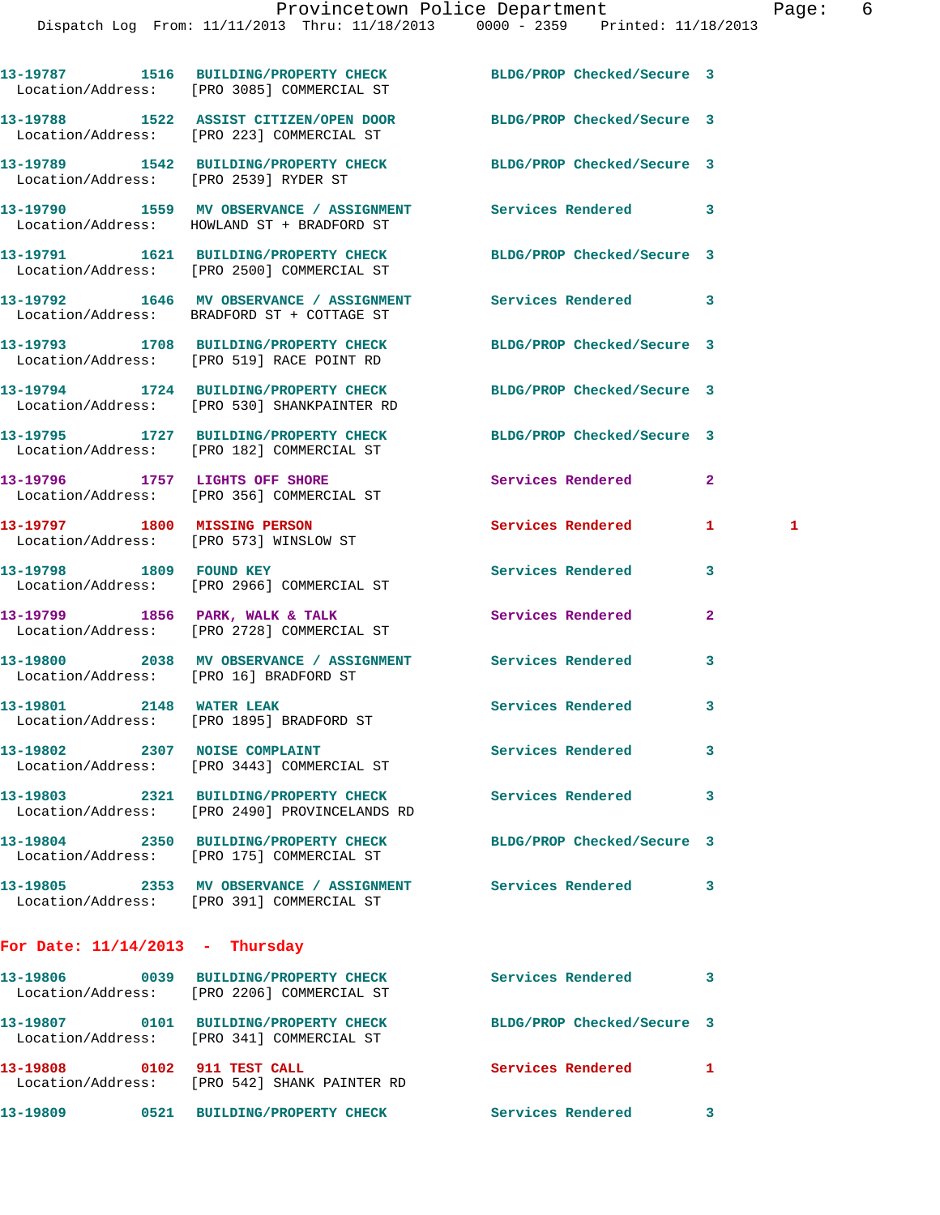| Call # | Time | Call Type | Disposition | Priority | |
|---|---|---|---|---|---|
| 13-19787 | 1516 | BUILDING/PROPERTY CHECK | BLDG/PROP Checked/Secure | 3 | |
| Location/Address: | | [PRO 3085] COMMERCIAL ST | | | |
| 13-19788 | 1522 | ASSIST CITIZEN/OPEN DOOR | BLDG/PROP Checked/Secure | 3 | |
| Location/Address: | | [PRO 223] COMMERCIAL ST | | | |
| 13-19789 | 1542 | BUILDING/PROPERTY CHECK | BLDG/PROP Checked/Secure | 3 | |
| Location/Address: | | [PRO 2539] RYDER ST | | | |
| 13-19790 | 1559 | MV OBSERVANCE / ASSIGNMENT | Services Rendered | 3 | |
| Location/Address: | | HOWLAND ST + BRADFORD ST | | | |
| 13-19791 | 1621 | BUILDING/PROPERTY CHECK | BLDG/PROP Checked/Secure | 3 | |
| Location/Address: | | [PRO 2500] COMMERCIAL ST | | | |
| 13-19792 | 1646 | MV OBSERVANCE / ASSIGNMENT | Services Rendered | 3 | |
| Location/Address: | | BRADFORD ST + COTTAGE ST | | | |
| 13-19793 | 1708 | BUILDING/PROPERTY CHECK | BLDG/PROP Checked/Secure | 3 | |
| Location/Address: | | [PRO 519] RACE POINT RD | | | |
| 13-19794 | 1724 | BUILDING/PROPERTY CHECK | BLDG/PROP Checked/Secure | 3 | |
| Location/Address: | | [PRO 530] SHANKPAINTER RD | | | |
| 13-19795 | 1727 | BUILDING/PROPERTY CHECK | BLDG/PROP Checked/Secure | 3 | |
| Location/Address: | | [PRO 182] COMMERCIAL ST | | | |
| 13-19796 | 1757 | LIGHTS OFF SHORE | Services Rendered | 2 | |
| Location/Address: | | [PRO 356] COMMERCIAL ST | | | |
| 13-19797 | 1800 | MISSING PERSON | Services Rendered | 1 | 1 |
| Location/Address: | | [PRO 573] WINSLOW ST | | | |
| 13-19798 | 1809 | FOUND KEY | Services Rendered | 3 | |
| Location/Address: | | [PRO 2966] COMMERCIAL ST | | | |
| 13-19799 | 1856 | PARK, WALK & TALK | Services Rendered | 2 | |
| Location/Address: | | [PRO 2728] COMMERCIAL ST | | | |
| 13-19800 | 2038 | MV OBSERVANCE / ASSIGNMENT | Services Rendered | 3 | |
| Location/Address: | | [PRO 16] BRADFORD ST | | | |
| 13-19801 | 2148 | WATER LEAK | Services Rendered | 3 | |
| Location/Address: | | [PRO 1895] BRADFORD ST | | | |
| 13-19802 | 2307 | NOISE COMPLAINT | Services Rendered | 3 | |
| Location/Address: | | [PRO 3443] COMMERCIAL ST | | | |
| 13-19803 | 2321 | BUILDING/PROPERTY CHECK | Services Rendered | 3 | |
| Location/Address: | | [PRO 2490] PROVINCELANDS RD | | | |
| 13-19804 | 2350 | BUILDING/PROPERTY CHECK | BLDG/PROP Checked/Secure | 3 | |
| Location/Address: | | [PRO 175] COMMERCIAL ST | | | |
| 13-19805 | 2353 | MV OBSERVANCE / ASSIGNMENT | Services Rendered | 3 | |
| Location/Address: | | [PRO 391] COMMERCIAL ST | | | |

**For Date: 11/14/2013 - Thursday**

| Call # | Time | Call Type | Disposition | Priority |
|---|---|---|---|---|
| 13-19806 | 0039 | BUILDING/PROPERTY CHECK | Services Rendered | 3 |
| Location/Address: | | [PRO 2206] COMMERCIAL ST | | |
| 13-19807 | 0101 | BUILDING/PROPERTY CHECK | BLDG/PROP Checked/Secure | 3 |
| Location/Address: | | [PRO 341] COMMERCIAL ST | | |
| 13-19808 | 0102 | 911 TEST CALL | Services Rendered | 1 |
| Location/Address: | | [PRO 542] SHANK PAINTER RD | | |
| 13-19809 | 0521 | BUILDING/PROPERTY CHECK | Services Rendered | 3 |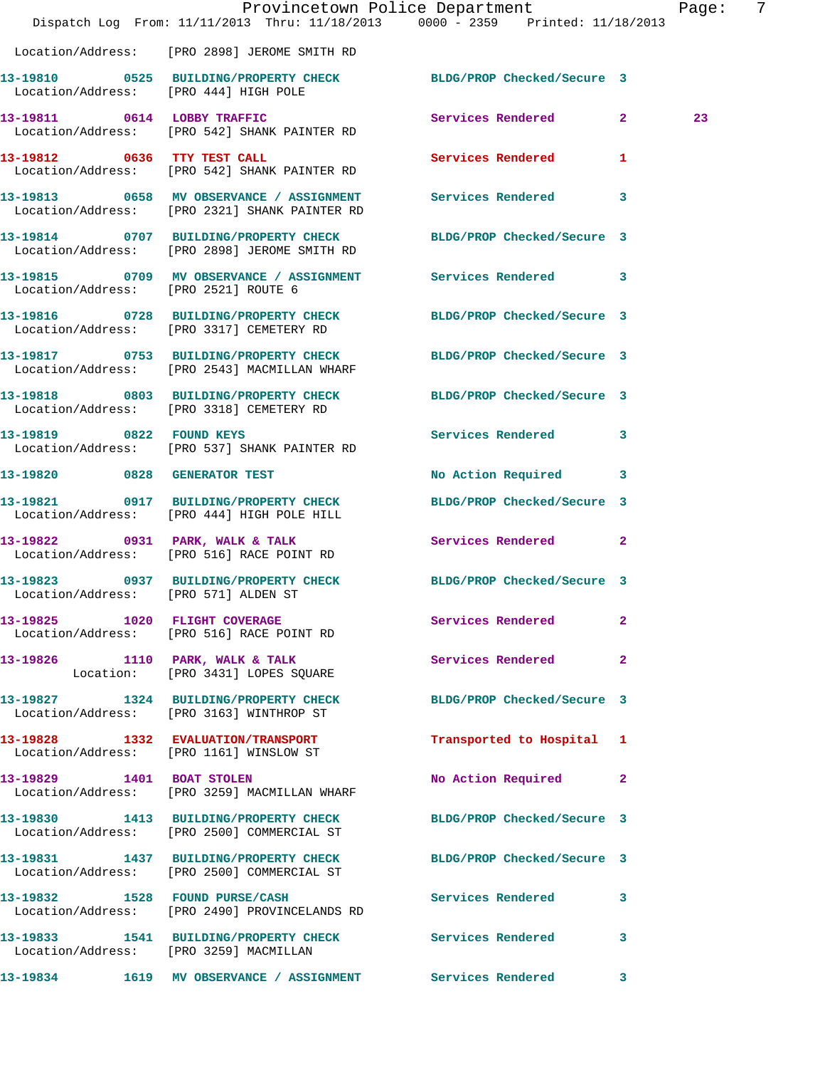Location/Address: [PRO 2898] JEROME SMITH RD

13-19810 0525 BUILDING/PROPERTY CHECK BLDG/PROP Checked/Secure 3
Location/Address: [PRO 444] HIGH POLE

13-19811 0614 LOBBY TRAFFIC Services Rendered 2 23
Location/Address: [PRO 542] SHANK PAINTER RD

13-19812 0636 TTY TEST CALL Services Rendered 1
Location/Address: [PRO 542] SHANK PAINTER RD

13-19813 0658 MV OBSERVANCE / ASSIGNMENT Services Rendered 3
Location/Address: [PRO 2321] SHANK PAINTER RD

13-19814 0707 BUILDING/PROPERTY CHECK BLDG/PROP Checked/Secure 3
Location/Address: [PRO 2898] JEROME SMITH RD

13-19815 0709 MV OBSERVANCE / ASSIGNMENT Services Rendered 3
Location/Address: [PRO 2521] ROUTE 6

13-19816 0728 BUILDING/PROPERTY CHECK BLDG/PROP Checked/Secure 3
Location/Address: [PRO 3317] CEMETERY RD

13-19817 0753 BUILDING/PROPERTY CHECK BLDG/PROP Checked/Secure 3
Location/Address: [PRO 2543] MACMILLAN WHARF

13-19818 0803 BUILDING/PROPERTY CHECK BLDG/PROP Checked/Secure 3
Location/Address: [PRO 3318] CEMETERY RD

13-19819 0822 FOUND KEYS Services Rendered 3
Location/Address: [PRO 537] SHANK PAINTER RD

13-19820 0828 GENERATOR TEST No Action Required 3

13-19821 0917 BUILDING/PROPERTY CHECK BLDG/PROP Checked/Secure 3
Location/Address: [PRO 444] HIGH POLE HILL

13-19822 0931 PARK, WALK & TALK Services Rendered 2
Location/Address: [PRO 516] RACE POINT RD

13-19823 0937 BUILDING/PROPERTY CHECK BLDG/PROP Checked/Secure 3
Location/Address: [PRO 571] ALDEN ST

13-19825 1020 FLIGHT COVERAGE Services Rendered 2
Location/Address: [PRO 516] RACE POINT RD

13-19826 1110 PARK, WALK & TALK Services Rendered 2
Location: [PRO 3431] LOPES SQUARE

13-19827 1324 BUILDING/PROPERTY CHECK BLDG/PROP Checked/Secure 3
Location/Address: [PRO 3163] WINTHROP ST

13-19828 1332 EVALUATION/TRANSPORT Transported to Hospital 1
Location/Address: [PRO 1161] WINSLOW ST

13-19829 1401 BOAT STOLEN No Action Required 2
Location/Address: [PRO 3259] MACMILLAN WHARF

13-19830 1413 BUILDING/PROPERTY CHECK BLDG/PROP Checked/Secure 3
Location/Address: [PRO 2500] COMMERCIAL ST

13-19831 1437 BUILDING/PROPERTY CHECK BLDG/PROP Checked/Secure 3
Location/Address: [PRO 2500] COMMERCIAL ST

13-19832 1528 FOUND PURSE/CASH Services Rendered 3
Location/Address: [PRO 2490] PROVINCELANDS RD

13-19833 1541 BUILDING/PROPERTY CHECK Services Rendered 3
Location/Address: [PRO 3259] MACMILLAN

13-19834 1619 MV OBSERVANCE / ASSIGNMENT Services Rendered 3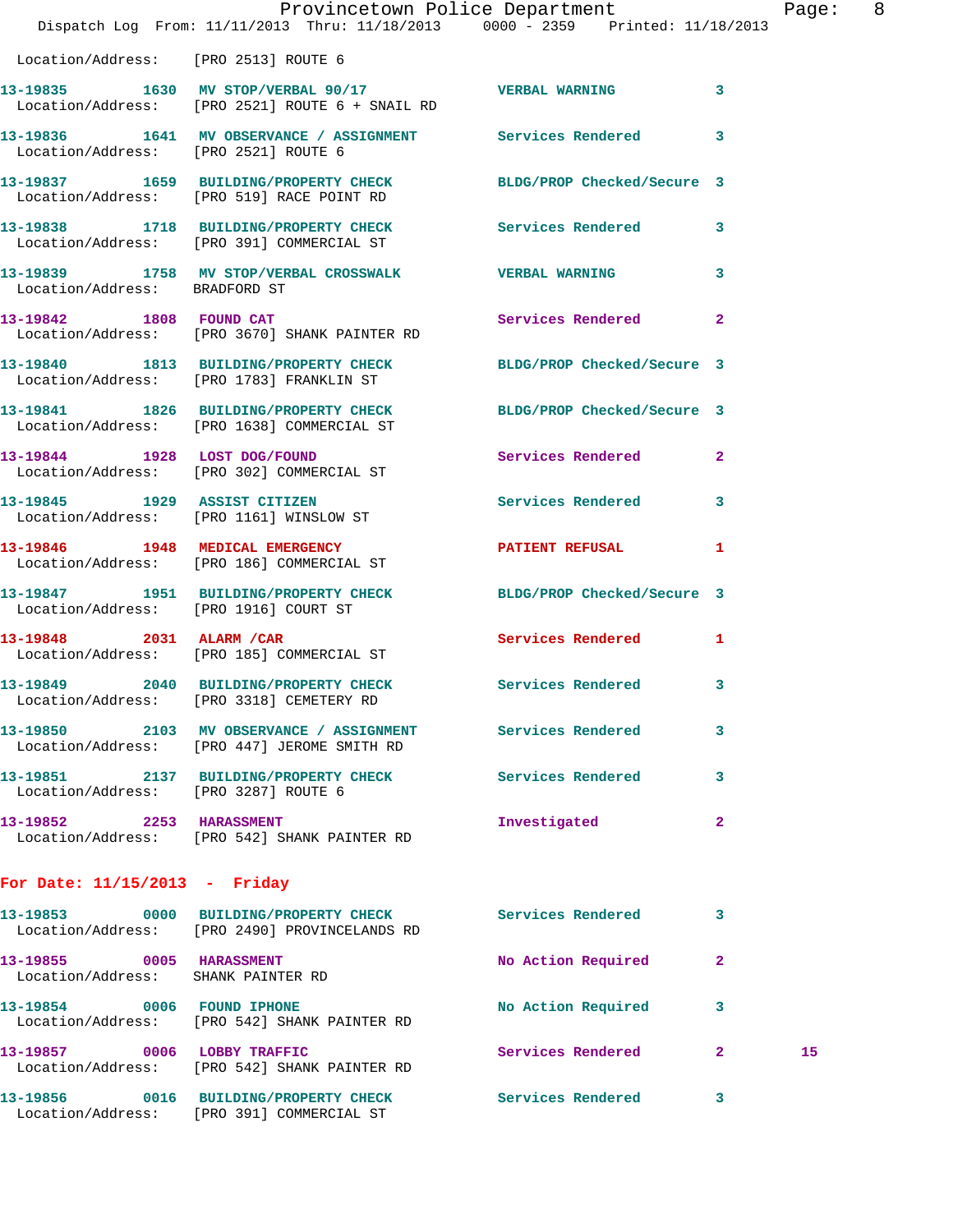Location/Address: [PRO 2513] ROUTE 6

| Call # | Time | Call Reason | Action | Priority | |
|---|---|---|---|---|---|
| 13-19835 | 1630 | MV STOP/VERBAL 90/17 | VERBAL WARNING | 3 | |
| Location/Address: [PRO 2521] ROUTE 6 + SNAIL RD | | | | | |
| 13-19836 | 1641 | MV OBSERVANCE / ASSIGNMENT | Services Rendered | 3 | |
| Location/Address: [PRO 2521] ROUTE 6 | | | | | |
| 13-19837 | 1659 | BUILDING/PROPERTY CHECK | BLDG/PROP Checked/Secure | 3 | |
| Location/Address: [PRO 519] RACE POINT RD | | | | | |
| 13-19838 | 1718 | BUILDING/PROPERTY CHECK | Services Rendered | 3 | |
| Location/Address: [PRO 391] COMMERCIAL ST | | | | | |
| 13-19839 | 1758 | MV STOP/VERBAL CROSSWALK | VERBAL WARNING | 3 | |
| Location/Address: BRADFORD ST | | | | | |
| 13-19842 | 1808 | FOUND CAT | Services Rendered | 2 | |
| Location/Address: [PRO 3670] SHANK PAINTER RD | | | | | |
| 13-19840 | 1813 | BUILDING/PROPERTY CHECK | BLDG/PROP Checked/Secure | 3 | |
| Location/Address: [PRO 1783] FRANKLIN ST | | | | | |
| 13-19841 | 1826 | BUILDING/PROPERTY CHECK | BLDG/PROP Checked/Secure | 3 | |
| Location/Address: [PRO 1638] COMMERCIAL ST | | | | | |
| 13-19844 | 1928 | LOST DOG/FOUND | Services Rendered | 2 | |
| Location/Address: [PRO 302] COMMERCIAL ST | | | | | |
| 13-19845 | 1929 | ASSIST CITIZEN | Services Rendered | 3 | |
| Location/Address: [PRO 1161] WINSLOW ST | | | | | |
| 13-19846 | 1948 | MEDICAL EMERGENCY | PATIENT REFUSAL | 1 | |
| Location/Address: [PRO 186] COMMERCIAL ST | | | | | |
| 13-19847 | 1951 | BUILDING/PROPERTY CHECK | BLDG/PROP Checked/Secure | 3 | |
| Location/Address: [PRO 1916] COURT ST | | | | | |
| 13-19848 | 2031 | ALARM /CAR | Services Rendered | 1 | |
| Location/Address: [PRO 185] COMMERCIAL ST | | | | | |
| 13-19849 | 2040 | BUILDING/PROPERTY CHECK | Services Rendered | 3 | |
| Location/Address: [PRO 3318] CEMETERY RD | | | | | |
| 13-19850 | 2103 | MV OBSERVANCE / ASSIGNMENT | Services Rendered | 3 | |
| Location/Address: [PRO 447] JEROME SMITH RD | | | | | |
| 13-19851 | 2137 | BUILDING/PROPERTY CHECK | Services Rendered | 3 | |
| Location/Address: [PRO 3287] ROUTE 6 | | | | | |
| 13-19852 | 2253 | HARASSMENT | Investigated | 2 | |
| Location/Address: [PRO 542] SHANK PAINTER RD | | | | | |

**For Date: 11/15/2013 - Friday**

| Call # | Time | Call Reason | Action | Priority | |
|---|---|---|---|---|---|
| 13-19853 | 0000 | BUILDING/PROPERTY CHECK | Services Rendered | 3 | |
| Location/Address: [PRO 2490] PROVINCELANDS RD | | | | | |
| 13-19855 | 0005 | HARASSMENT | No Action Required | 2 | |
| Location/Address: SHANK PAINTER RD | | | | | |
| 13-19854 | 0006 | FOUND IPHONE | No Action Required | 3 | |
| Location/Address: [PRO 542] SHANK PAINTER RD | | | | | |
| 13-19857 | 0006 | LOBBY TRAFFIC | Services Rendered | 2 | 15 |
| Location/Address: [PRO 542] SHANK PAINTER RD | | | | | |
| 13-19856 | 0016 | BUILDING/PROPERTY CHECK | Services Rendered | 3 | |
| Location/Address: [PRO 391] COMMERCIAL ST | | | | | |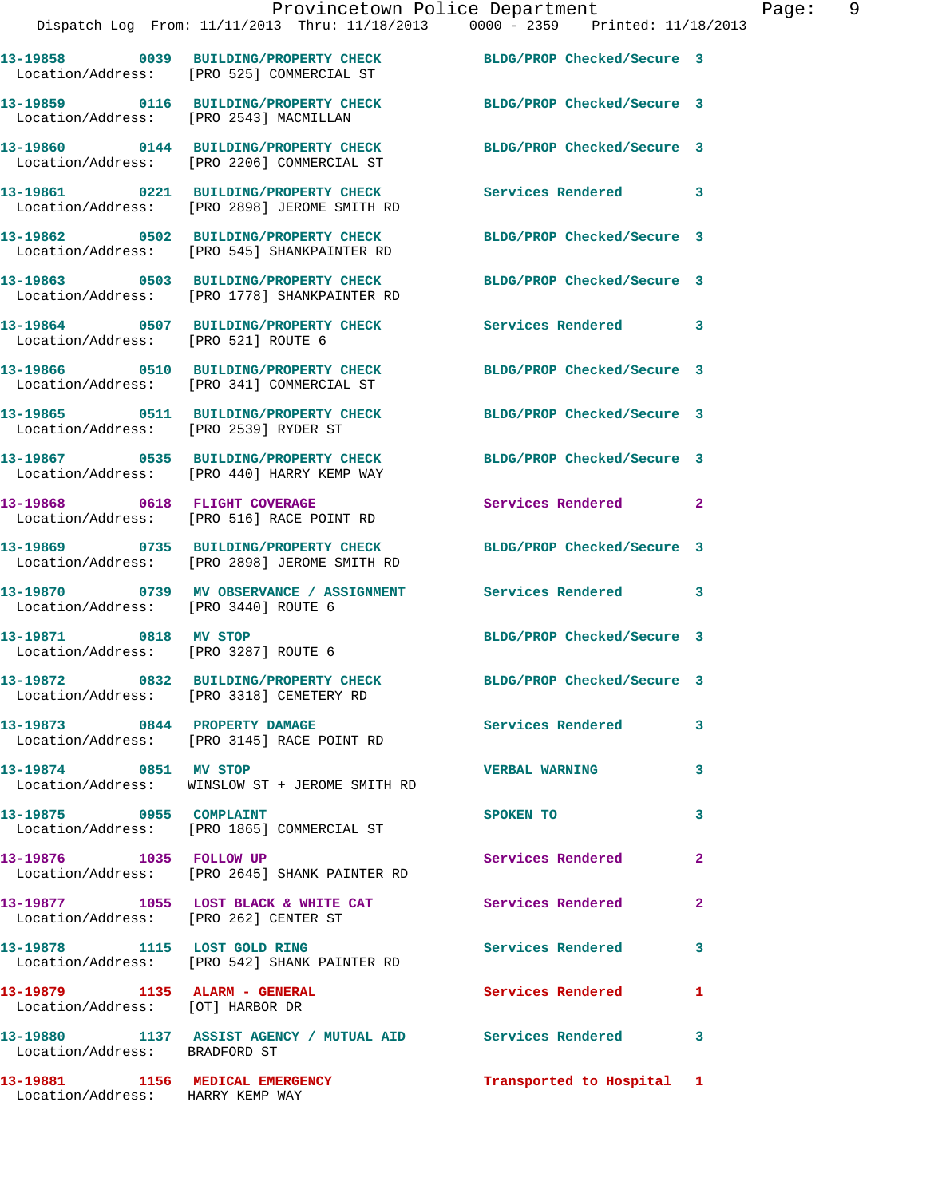13-19858 0039 BUILDING/PROPERTY CHECK BLDG/PROP Checked/Secure 3
Location/Address: [PRO 525] COMMERCIAL ST

13-19859 0116 BUILDING/PROPERTY CHECK BLDG/PROP Checked/Secure 3
Location/Address: [PRO 2543] MACMILLAN

13-19860 0144 BUILDING/PROPERTY CHECK BLDG/PROP Checked/Secure 3
Location/Address: [PRO 2206] COMMERCIAL ST

13-19861 0221 BUILDING/PROPERTY CHECK Services Rendered 3
Location/Address: [PRO 2898] JEROME SMITH RD

13-19862 0502 BUILDING/PROPERTY CHECK BLDG/PROP Checked/Secure 3
Location/Address: [PRO 545] SHANKPAINTER RD

13-19863 0503 BUILDING/PROPERTY CHECK BLDG/PROP Checked/Secure 3
Location/Address: [PRO 1778] SHANKPAINTER RD

13-19864 0507 BUILDING/PROPERTY CHECK Services Rendered 3
Location/Address: [PRO 521] ROUTE 6

13-19866 0510 BUILDING/PROPERTY CHECK BLDG/PROP Checked/Secure 3
Location/Address: [PRO 341] COMMERCIAL ST

13-19865 0511 BUILDING/PROPERTY CHECK BLDG/PROP Checked/Secure 3
Location/Address: [PRO 2539] RYDER ST

13-19867 0535 BUILDING/PROPERTY CHECK BLDG/PROP Checked/Secure 3
Location/Address: [PRO 440] HARRY KEMP WAY

13-19868 0618 FLIGHT COVERAGE Services Rendered 2
Location/Address: [PRO 516] RACE POINT RD

13-19869 0735 BUILDING/PROPERTY CHECK BLDG/PROP Checked/Secure 3
Location/Address: [PRO 2898] JEROME SMITH RD

13-19870 0739 MV OBSERVANCE / ASSIGNMENT Services Rendered 3
Location/Address: [PRO 3440] ROUTE 6

13-19871 0818 MV STOP BLDG/PROP Checked/Secure 3
Location/Address: [PRO 3287] ROUTE 6

13-19872 0832 BUILDING/PROPERTY CHECK BLDG/PROP Checked/Secure 3
Location/Address: [PRO 3318] CEMETERY RD

13-19873 0844 PROPERTY DAMAGE Services Rendered 3
Location/Address: [PRO 3145] RACE POINT RD

13-19874 0851 MV STOP VERBAL WARNING 3
Location/Address: WINSLOW ST + JEROME SMITH RD

13-19875 0955 COMPLAINT SPOKEN TO 3
Location/Address: [PRO 1865] COMMERCIAL ST

13-19876 1035 FOLLOW UP Services Rendered 2
Location/Address: [PRO 2645] SHANK PAINTER RD

13-19877 1055 LOST BLACK & WHITE CAT Services Rendered 2
Location/Address: [PRO 262] CENTER ST

13-19878 1115 LOST GOLD RING Services Rendered 3
Location/Address: [PRO 542] SHANK PAINTER RD

13-19879 1135 ALARM - GENERAL Services Rendered 1
Location/Address: [OT] HARBOR DR

13-19880 1137 ASSIST AGENCY / MUTUAL AID Services Rendered 3
Location/Address: BRADFORD ST

13-19881 1156 MEDICAL EMERGENCY Transported to Hospital 1
Location/Address: HARRY KEMP WAY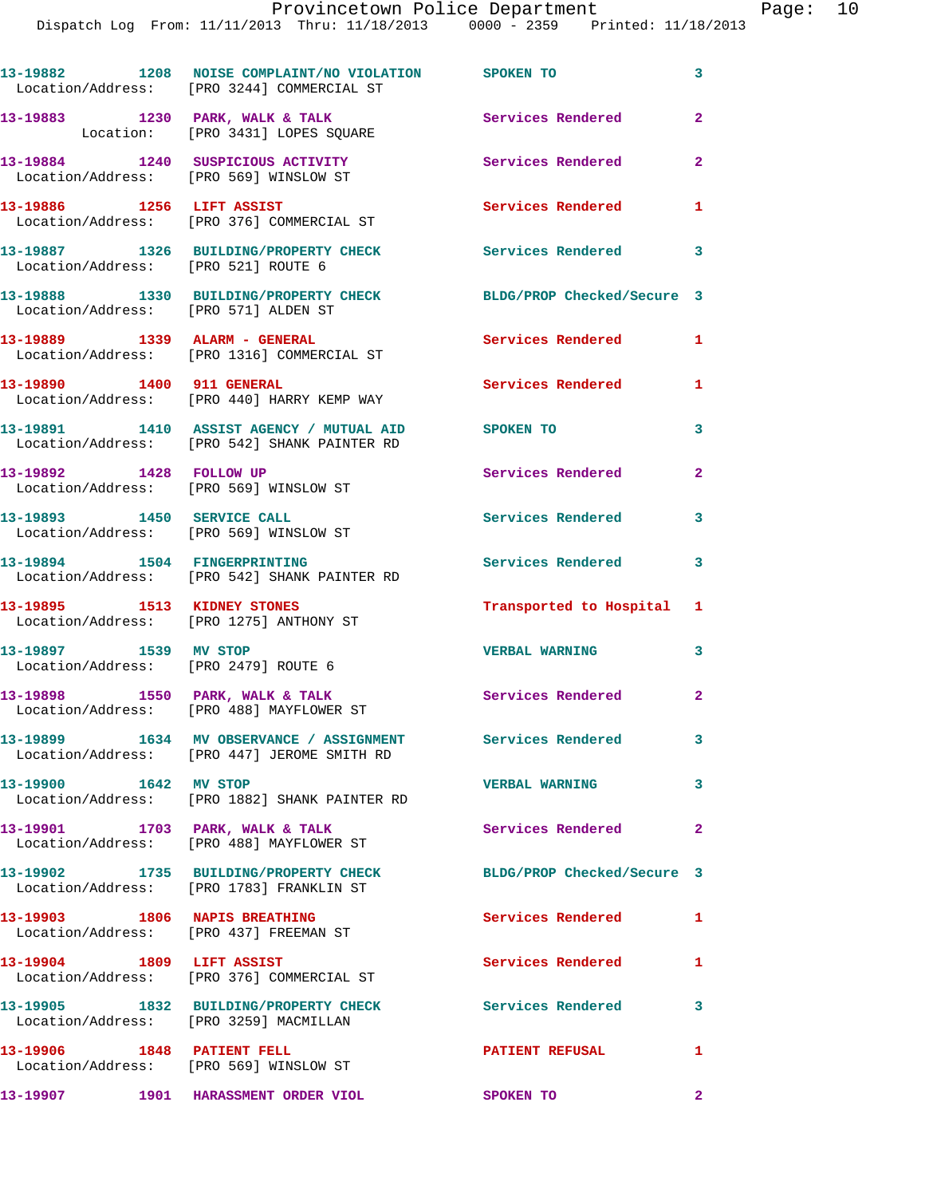13-19882 1208 NOISE COMPLAINT/NO VIOLATION SPOKEN TO 3
Location/Address: [PRO 3244] COMMERCIAL ST

13-19883 1230 PARK, WALK & TALK Services Rendered 2
Location: [PRO 3431] LOPES SQUARE

13-19884 1240 SUSPICIOUS ACTIVITY Services Rendered 2
Location/Address: [PRO 569] WINSLOW ST

13-19886 1256 LIFT ASSIST Services Rendered 1
Location/Address: [PRO 376] COMMERCIAL ST

13-19887 1326 BUILDING/PROPERTY CHECK Services Rendered 3
Location/Address: [PRO 521] ROUTE 6

13-19888 1330 BUILDING/PROPERTY CHECK BLDG/PROP Checked/Secure 3
Location/Address: [PRO 571] ALDEN ST

13-19889 1339 ALARM - GENERAL Services Rendered 1
Location/Address: [PRO 1316] COMMERCIAL ST

13-19890 1400 911 GENERAL Services Rendered 1
Location/Address: [PRO 440] HARRY KEMP WAY

13-19891 1410 ASSIST AGENCY / MUTUAL AID SPOKEN TO 3
Location/Address: [PRO 542] SHANK PAINTER RD

13-19892 1428 FOLLOW UP Services Rendered 2
Location/Address: [PRO 569] WINSLOW ST

13-19893 1450 SERVICE CALL Services Rendered 3
Location/Address: [PRO 569] WINSLOW ST

13-19894 1504 FINGERPRINTING Services Rendered 3
Location/Address: [PRO 542] SHANK PAINTER RD

13-19895 1513 KIDNEY STONES Transported to Hospital 1
Location/Address: [PRO 1275] ANTHONY ST

13-19897 1539 MV STOP VERBAL WARNING 3
Location/Address: [PRO 2479] ROUTE 6

13-19898 1550 PARK, WALK & TALK Services Rendered 2
Location/Address: [PRO 488] MAYFLOWER ST

13-19899 1634 MV OBSERVANCE / ASSIGNMENT Services Rendered 3
Location/Address: [PRO 447] JEROME SMITH RD

13-19900 1642 MV STOP VERBAL WARNING 3
Location/Address: [PRO 1882] SHANK PAINTER RD

13-19901 1703 PARK, WALK & TALK Services Rendered 2
Location/Address: [PRO 488] MAYFLOWER ST

13-19902 1735 BUILDING/PROPERTY CHECK BLDG/PROP Checked/Secure 3
Location/Address: [PRO 1783] FRANKLIN ST

13-19903 1806 NAPIS BREATHING Services Rendered 1
Location/Address: [PRO 437] FREEMAN ST

13-19904 1809 LIFT ASSIST Services Rendered 1
Location/Address: [PRO 376] COMMERCIAL ST

13-19905 1832 BUILDING/PROPERTY CHECK Services Rendered 3
Location/Address: [PRO 3259] MACMILLAN

13-19906 1848 PATIENT FELL PATIENT REFUSAL 1
Location/Address: [PRO 569] WINSLOW ST

13-19907 1901 HARASSMENT ORDER VIOL SPOKEN TO 2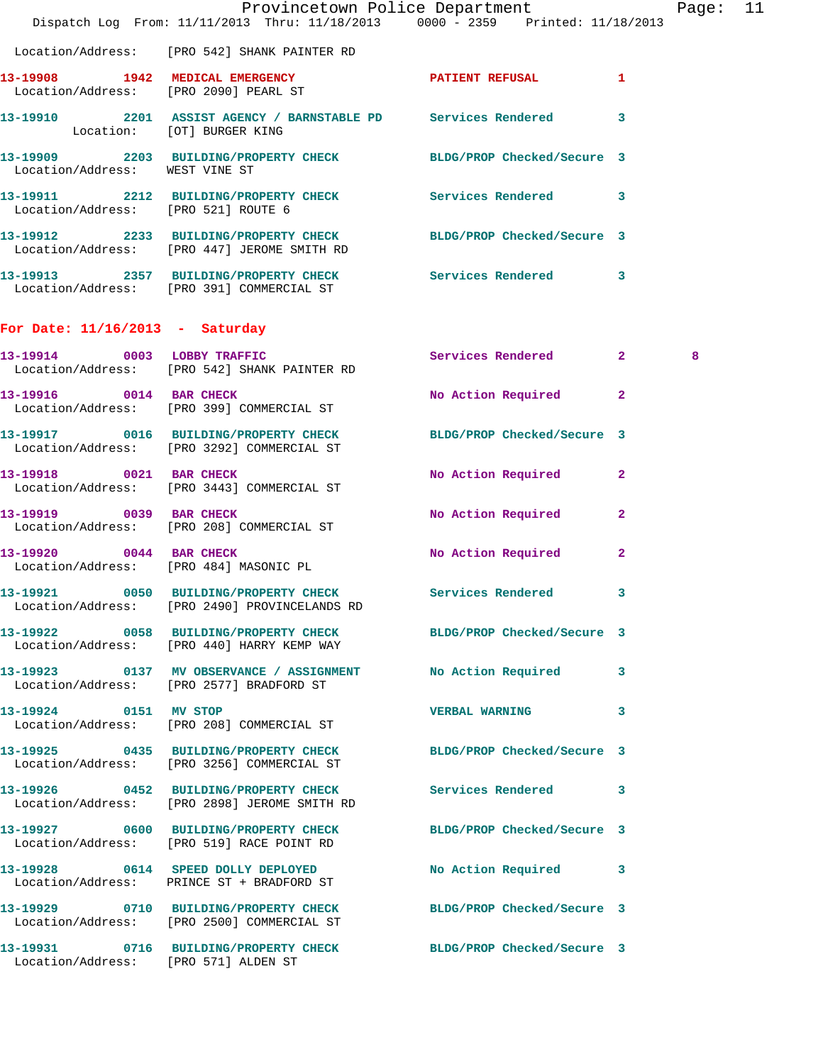Location/Address: [PRO 542] SHANK PAINTER RD

**13-19908 1942 MEDICAL EMERGENCY** PATIENT REFUSAL 1
Location/Address: [PRO 2090] PEARL ST

**13-19910 2201 ASSIST AGENCY / BARNSTABLE PD** Services Rendered 3
Location: [OT] BURGER KING

**13-19909 2203 BUILDING/PROPERTY CHECK** BLDG/PROP Checked/Secure 3
Location/Address: WEST VINE ST

**13-19911 2212 BUILDING/PROPERTY CHECK** Services Rendered 3
Location/Address: [PRO 521] ROUTE 6

**13-19912 2233 BUILDING/PROPERTY CHECK** BLDG/PROP Checked/Secure 3
Location/Address: [PRO 447] JEROME SMITH RD

**13-19913 2357 BUILDING/PROPERTY CHECK** Services Rendered 3
Location/Address: [PRO 391] COMMERCIAL ST

## For Date: 11/16/2013 - Saturday

**13-19914 0003 LOBBY TRAFFIC** Services Rendered 2 8
Location/Address: [PRO 542] SHANK PAINTER RD

**13-19916 0014 BAR CHECK** No Action Required 2
Location/Address: [PRO 399] COMMERCIAL ST

**13-19917 0016 BUILDING/PROPERTY CHECK** BLDG/PROP Checked/Secure 3
Location/Address: [PRO 3292] COMMERCIAL ST

**13-19918 0021 BAR CHECK** No Action Required 2
Location/Address: [PRO 3443] COMMERCIAL ST

**13-19919 0039 BAR CHECK** No Action Required 2
Location/Address: [PRO 208] COMMERCIAL ST

**13-19920 0044 BAR CHECK** No Action Required 2
Location/Address: [PRO 484] MASONIC PL

**13-19921 0050 BUILDING/PROPERTY CHECK** Services Rendered 3
Location/Address: [PRO 2490] PROVINCELANDS RD

**13-19922 0058 BUILDING/PROPERTY CHECK** BLDG/PROP Checked/Secure 3
Location/Address: [PRO 440] HARRY KEMP WAY

**13-19923 0137 MV OBSERVANCE / ASSIGNMENT** No Action Required 3
Location/Address: [PRO 2577] BRADFORD ST

**13-19924 0151 MV STOP** VERBAL WARNING 3
Location/Address: [PRO 208] COMMERCIAL ST

**13-19925 0435 BUILDING/PROPERTY CHECK** BLDG/PROP Checked/Secure 3
Location/Address: [PRO 3256] COMMERCIAL ST

**13-19926 0452 BUILDING/PROPERTY CHECK** Services Rendered 3
Location/Address: [PRO 2898] JEROME SMITH RD

**13-19927 0600 BUILDING/PROPERTY CHECK** BLDG/PROP Checked/Secure 3
Location/Address: [PRO 519] RACE POINT RD

**13-19928 0614 SPEED DOLLY DEPLOYED** No Action Required 3
Location/Address: PRINCE ST + BRADFORD ST

**13-19929 0710 BUILDING/PROPERTY CHECK** BLDG/PROP Checked/Secure 3
Location/Address: [PRO 2500] COMMERCIAL ST

**13-19931 0716 BUILDING/PROPERTY CHECK** BLDG/PROP Checked/Secure 3
Location/Address: [PRO 571] ALDEN ST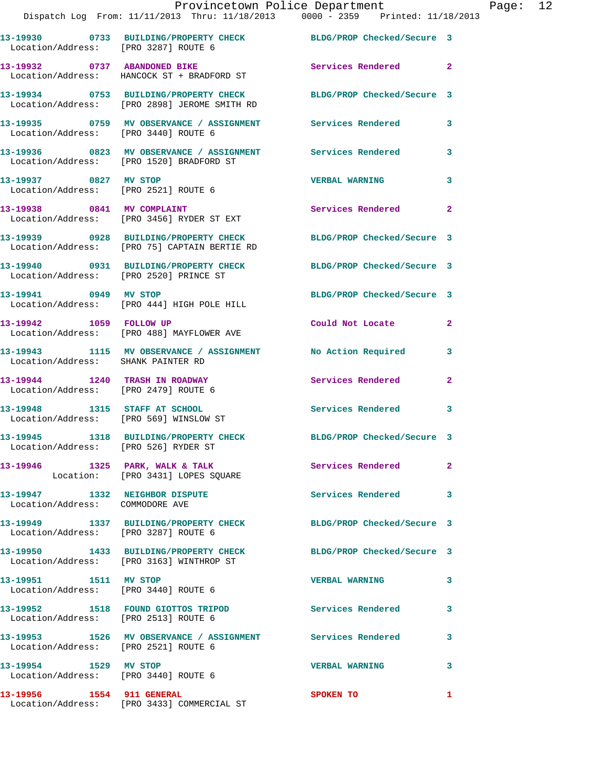| Call # | Time | Call Type | Disposition | Priority |
|---|---|---|---|---|
| 13-19930 | 0733 | BUILDING/PROPERTY CHECK | BLDG/PROP Checked/Secure | 3 |
| Location/Address: | | [PRO 3287] ROUTE 6 | | |
| 13-19932 | 0737 | ABANDONED BIKE | Services Rendered | 2 |
| Location/Address: | | HANCOCK ST + BRADFORD ST | | |
| 13-19934 | 0753 | BUILDING/PROPERTY CHECK | BLDG/PROP Checked/Secure | 3 |
| Location/Address: | | [PRO 2898] JEROME SMITH RD | | |
| 13-19935 | 0759 | MV OBSERVANCE / ASSIGNMENT | Services Rendered | 3 |
| Location/Address: | | [PRO 3440] ROUTE 6 | | |
| 13-19936 | 0823 | MV OBSERVANCE / ASSIGNMENT | Services Rendered | 3 |
| Location/Address: | | [PRO 1520] BRADFORD ST | | |
| 13-19937 | 0827 | MV STOP | VERBAL WARNING | 3 |
| Location/Address: | | [PRO 2521] ROUTE 6 | | |
| 13-19938 | 0841 | MV COMPLAINT | Services Rendered | 2 |
| Location/Address: | | [PRO 3456] RYDER ST EXT | | |
| 13-19939 | 0928 | BUILDING/PROPERTY CHECK | BLDG/PROP Checked/Secure | 3 |
| Location/Address: | | [PRO 75] CAPTAIN BERTIE RD | | |
| 13-19940 | 0931 | BUILDING/PROPERTY CHECK | BLDG/PROP Checked/Secure | 3 |
| Location/Address: | | [PRO 2520] PRINCE ST | | |
| 13-19941 | 0949 | MV STOP | BLDG/PROP Checked/Secure | 3 |
| Location/Address: | | [PRO 444] HIGH POLE HILL | | |
| 13-19942 | 1059 | FOLLOW UP | Could Not Locate | 2 |
| Location/Address: | | [PRO 488] MAYFLOWER AVE | | |
| 13-19943 | 1115 | MV OBSERVANCE / ASSIGNMENT | No Action Required | 3 |
| Location/Address: | | SHANK PAINTER RD | | |
| 13-19944 | 1240 | TRASH IN ROADWAY | Services Rendered | 2 |
| Location/Address: | | [PRO 2479] ROUTE 6 | | |
| 13-19948 | 1315 | STAFF AT SCHOOL | Services Rendered | 3 |
| Location/Address: | | [PRO 569] WINSLOW ST | | |
| 13-19945 | 1318 | BUILDING/PROPERTY CHECK | BLDG/PROP Checked/Secure | 3 |
| Location/Address: | | [PRO 526] RYDER ST | | |
| 13-19946 | 1325 | PARK, WALK & TALK | Services Rendered | 2 |
| Location: | | [PRO 3431] LOPES SQUARE | | |
| 13-19947 | 1332 | NEIGHBOR DISPUTE | Services Rendered | 3 |
| Location/Address: | | COMMODORE AVE | | |
| 13-19949 | 1337 | BUILDING/PROPERTY CHECK | BLDG/PROP Checked/Secure | 3 |
| Location/Address: | | [PRO 3287] ROUTE 6 | | |
| 13-19950 | 1433 | BUILDING/PROPERTY CHECK | BLDG/PROP Checked/Secure | 3 |
| Location/Address: | | [PRO 3163] WINTHROP ST | | |
| 13-19951 | 1511 | MV STOP | VERBAL WARNING | 3 |
| Location/Address: | | [PRO 3440] ROUTE 6 | | |
| 13-19952 | 1518 | FOUND GIOTTOS TRIPOD | Services Rendered | 3 |
| Location/Address: | | [PRO 2513] ROUTE 6 | | |
| 13-19953 | 1526 | MV OBSERVANCE / ASSIGNMENT | Services Rendered | 3 |
| Location/Address: | | [PRO 2521] ROUTE 6 | | |
| 13-19954 | 1529 | MV STOP | VERBAL WARNING | 3 |
| Location/Address: | | [PRO 3440] ROUTE 6 | | |
| 13-19956 | 1554 | 911 GENERAL | SPOKEN TO | 1 |
| Location/Address: | | [PRO 3433] COMMERCIAL ST | | |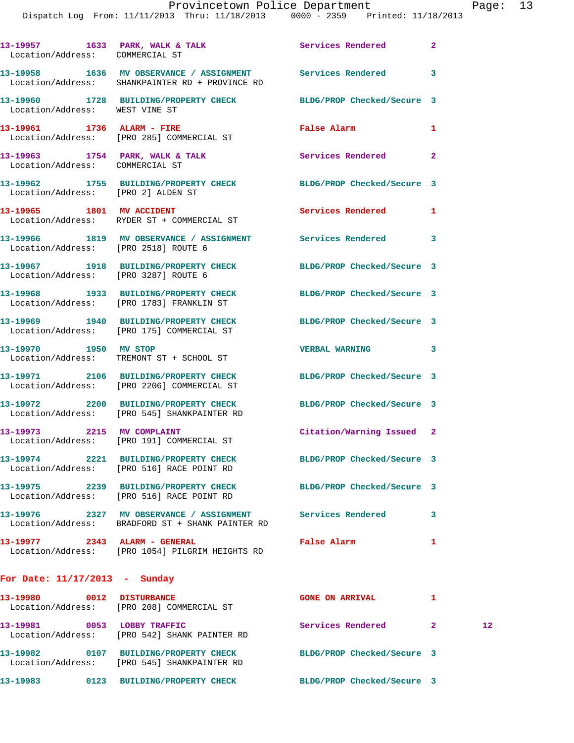13-19957 1633 PARK, WALK & TALK Services Rendered 2
Location/Address: COMMERCIAL ST

13-19958 1636 MV OBSERVATION / ASSIGNMENT Services Rendered 3
Location/Address: SHANKPAINTER RD + PROVINCE RD

13-19960 1728 BUILDING/PROPERTY CHECK BLDG/PROP Checked/Secure 3
Location/Address: WEST VINE ST

13-19961 1736 ALARM - FIRE False Alarm 1
Location/Address: [PRO 285] COMMERCIAL ST

13-19963 1754 PARK, WALK & TALK Services Rendered 2
Location/Address: COMMERCIAL ST

13-19962 1755 BUILDING/PROPERTY CHECK BLDG/PROP Checked/Secure 3
Location/Address: [PRO 2] ALDEN ST

13-19965 1801 MV ACCIDENT Services Rendered 1
Location/Address: RYDER ST + COMMERCIAL ST

13-19966 1819 MV OBSERVATION / ASSIGNMENT Services Rendered 3
Location/Address: [PRO 2518] ROUTE 6

13-19967 1918 BUILDING/PROPERTY CHECK BLDG/PROP Checked/Secure 3
Location/Address: [PRO 3287] ROUTE 6

13-19968 1933 BUILDING/PROPERTY CHECK BLDG/PROP Checked/Secure 3
Location/Address: [PRO 1783] FRANKLIN ST

13-19969 1940 BUILDING/PROPERTY CHECK BLDG/PROP Checked/Secure 3
Location/Address: [PRO 175] COMMERCIAL ST

13-19970 1950 MV STOP VERBAL WARNING 3
Location/Address: TREMONT ST + SCHOOL ST

13-19971 2106 BUILDING/PROPERTY CHECK BLDG/PROP Checked/Secure 3
Location/Address: [PRO 2206] COMMERCIAL ST

13-19972 2200 BUILDING/PROPERTY CHECK BLDG/PROP Checked/Secure 3
Location/Address: [PRO 545] SHANKPAINTER RD

13-19973 2215 MV COMPLAINT Citation/Warning Issued 2
Location/Address: [PRO 191] COMMERCIAL ST

13-19974 2221 BUILDING/PROPERTY CHECK BLDG/PROP Checked/Secure 3
Location/Address: [PRO 516] RACE POINT RD

13-19975 2239 BUILDING/PROPERTY CHECK BLDG/PROP Checked/Secure 3
Location/Address: [PRO 516] RACE POINT RD

13-19976 2327 MV OBSERVATION / ASSIGNMENT Services Rendered 3
Location/Address: BRADFORD ST + SHANK PAINTER RD

13-19977 2343 ALARM - GENERAL False Alarm 1
Location/Address: [PRO 1054] PILGRIM HEIGHTS RD

## For Date: 11/17/2013 - Sunday

13-19980 0012 DISTURBANCE GONE ON ARRIVAL 1
Location/Address: [PRO 208] COMMERCIAL ST

13-19981 0053 LOBBY TRAFFIC Services Rendered 2 12
Location/Address: [PRO 542] SHANK PAINTER RD

13-19982 0107 BUILDING/PROPERTY CHECK BLDG/PROP Checked/Secure 3
Location/Address: [PRO 545] SHANKPAINTER RD

13-19983 0123 BUILDING/PROPERTY CHECK BLDG/PROP Checked/Secure 3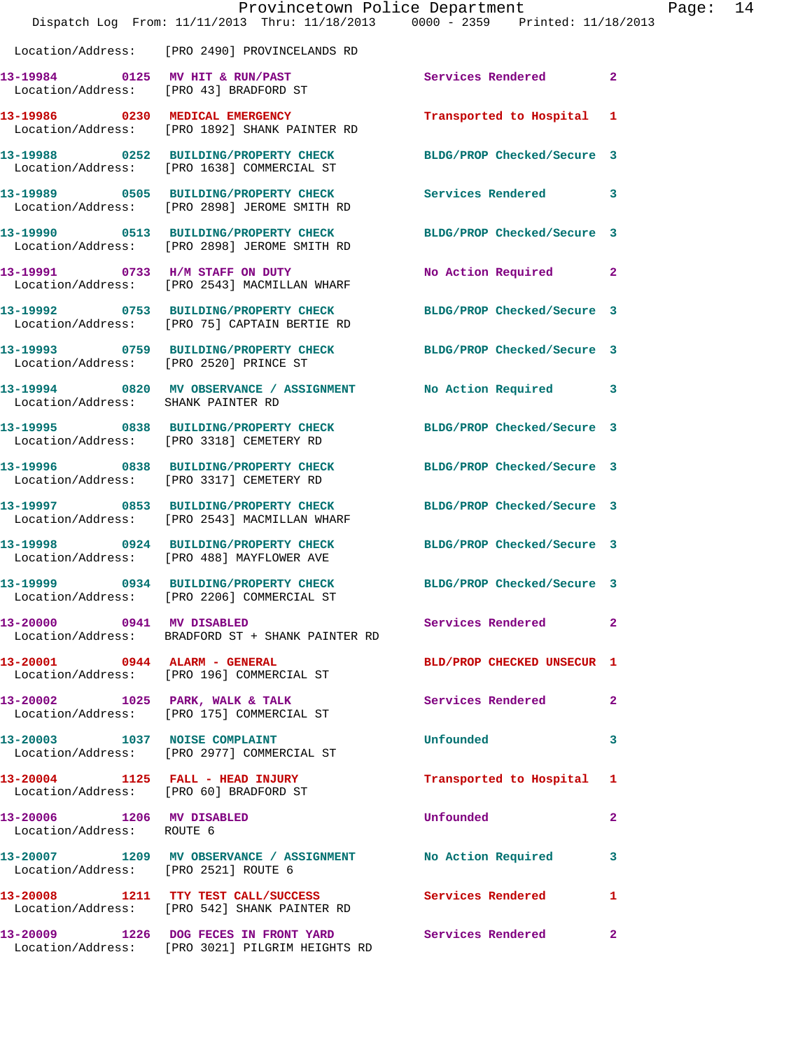Location/Address: [PRO 2490] PROVINCELANDS RD

| Call # | Time | Call Reason | Action | Priority |
|---|---|---|---|---|
| 13-19984 | 0125 | MV HIT & RUN/PAST | Services Rendered | 2 |
| | | Location/Address: [PRO 43] BRADFORD ST | | |
| 13-19986 | 0230 | MEDICAL EMERGENCY | Transported to Hospital | 1 |
| | | Location/Address: [PRO 1892] SHANK PAINTER RD | | |
| 13-19988 | 0252 | BUILDING/PROPERTY CHECK | BLDG/PROP Checked/Secure | 3 |
| | | Location/Address: [PRO 1638] COMMERCIAL ST | | |
| 13-19989 | 0505 | BUILDING/PROPERTY CHECK | Services Rendered | 3 |
| | | Location/Address: [PRO 2898] JEROME SMITH RD | | |
| 13-19990 | 0513 | BUILDING/PROPERTY CHECK | BLDG/PROP Checked/Secure | 3 |
| | | Location/Address: [PRO 2898] JEROME SMITH RD | | |
| 13-19991 | 0733 | H/M STAFF ON DUTY | No Action Required | 2 |
| | | Location/Address: [PRO 2543] MACMILLAN WHARF | | |
| 13-19992 | 0753 | BUILDING/PROPERTY CHECK | BLDG/PROP Checked/Secure | 3 |
| | | Location/Address: [PRO 75] CAPTAIN BERTIE RD | | |
| 13-19993 | 0759 | BUILDING/PROPERTY CHECK | BLDG/PROP Checked/Secure | 3 |
| | | Location/Address: [PRO 2520] PRINCE ST | | |
| 13-19994 | 0820 | MV OBSERVANCE / ASSIGNMENT | No Action Required | 3 |
| | | Location/Address: SHANK PAINTER RD | | |
| 13-19995 | 0838 | BUILDING/PROPERTY CHECK | BLDG/PROP Checked/Secure | 3 |
| | | Location/Address: [PRO 3318] CEMETERY RD | | |
| 13-19996 | 0838 | BUILDING/PROPERTY CHECK | BLDG/PROP Checked/Secure | 3 |
| | | Location/Address: [PRO 3317] CEMETERY RD | | |
| 13-19997 | 0853 | BUILDING/PROPERTY CHECK | BLDG/PROP Checked/Secure | 3 |
| | | Location/Address: [PRO 2543] MACMILLAN WHARF | | |
| 13-19998 | 0924 | BUILDING/PROPERTY CHECK | BLDG/PROP Checked/Secure | 3 |
| | | Location/Address: [PRO 488] MAYFLOWER AVE | | |
| 13-19999 | 0934 | BUILDING/PROPERTY CHECK | BLDG/PROP Checked/Secure | 3 |
| | | Location/Address: [PRO 2206] COMMERCIAL ST | | |
| 13-20000 | 0941 | MV DISABLED | Services Rendered | 2 |
| | | Location/Address: BRADFORD ST + SHANK PAINTER RD | | |
| 13-20001 | 0944 | ALARM - GENERAL | BLD/PROP CHECKED UNSECUR | 1 |
| | | Location/Address: [PRO 196] COMMERCIAL ST | | |
| 13-20002 | 1025 | PARK, WALK & TALK | Services Rendered | 2 |
| | | Location/Address: [PRO 175] COMMERCIAL ST | | |
| 13-20003 | 1037 | NOISE COMPLAINT | Unfounded | 3 |
| | | Location/Address: [PRO 2977] COMMERCIAL ST | | |
| 13-20004 | 1125 | FALL - HEAD INJURY | Transported to Hospital | 1 |
| | | Location/Address: [PRO 60] BRADFORD ST | | |
| 13-20006 | 1206 | MV DISABLED | Unfounded | 2 |
| | | Location/Address: ROUTE 6 | | |
| 13-20007 | 1209 | MV OBSERVANCE / ASSIGNMENT | No Action Required | 3 |
| | | Location/Address: [PRO 2521] ROUTE 6 | | |
| 13-20008 | 1211 | TTY TEST CALL/SUCCESS | Services Rendered | 1 |
| | | Location/Address: [PRO 542] SHANK PAINTER RD | | |
| 13-20009 | 1226 | DOG FECES IN FRONT YARD | Services Rendered | 2 |
| | | Location/Address: [PRO 3021] PILGRIM HEIGHTS RD | | |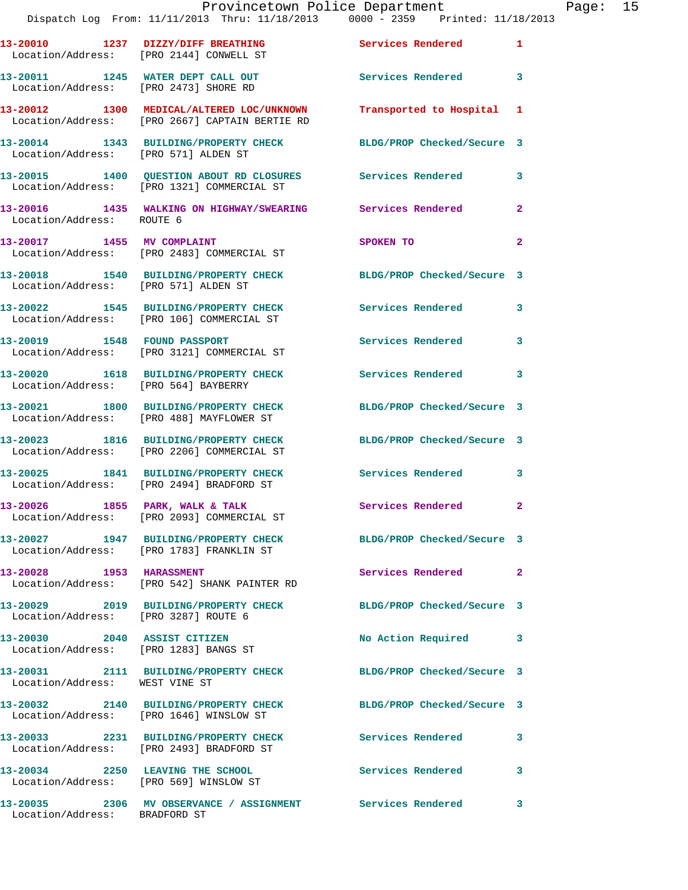13-20010 1237 DIZZY/DIFF BREATHING Services Rendered 1
Location/Address: [PRO 2144] CONWELL ST

13-20011 1245 WATER DEPT CALL OUT Services Rendered 3
Location/Address: [PRO 2473] SHORE RD

13-20012 1300 MEDICAL/ALTERED LOC/UNKNOWN Transported to Hospital 1
Location/Address: [PRO 2667] CAPTAIN BERTIE RD

13-20014 1343 BUILDING/PROPERTY CHECK BLDG/PROP Checked/Secure 3
Location/Address: [PRO 571] ALDEN ST

13-20015 1400 QUESTION ABOUT RD CLOSURES Services Rendered 3
Location/Address: [PRO 1321] COMMERCIAL ST

13-20016 1435 WALKING ON HIGHWAY/SWEARING Services Rendered 2
Location/Address: ROUTE 6

13-20017 1455 MV COMPLAINT SPOKEN TO 2
Location/Address: [PRO 2483] COMMERCIAL ST

13-20018 1540 BUILDING/PROPERTY CHECK BLDG/PROP Checked/Secure 3
Location/Address: [PRO 571] ALDEN ST

13-20022 1545 BUILDING/PROPERTY CHECK Services Rendered 3
Location/Address: [PRO 106] COMMERCIAL ST

13-20019 1548 FOUND PASSPORT Services Rendered 3
Location/Address: [PRO 3121] COMMERCIAL ST

13-20020 1618 BUILDING/PROPERTY CHECK Services Rendered 3
Location/Address: [PRO 564] BAYBERRY

13-20021 1800 BUILDING/PROPERTY CHECK BLDG/PROP Checked/Secure 3
Location/Address: [PRO 488] MAYFLOWER ST

13-20023 1816 BUILDING/PROPERTY CHECK BLDG/PROP Checked/Secure 3
Location/Address: [PRO 2206] COMMERCIAL ST

13-20025 1841 BUILDING/PROPERTY CHECK Services Rendered 3
Location/Address: [PRO 2494] BRADFORD ST

13-20026 1855 PARK, WALK & TALK Services Rendered 2
Location/Address: [PRO 2093] COMMERCIAL ST

13-20027 1947 BUILDING/PROPERTY CHECK BLDG/PROP Checked/Secure 3
Location/Address: [PRO 1783] FRANKLIN ST

13-20028 1953 HARASSMENT Services Rendered 2
Location/Address: [PRO 542] SHANK PAINTER RD

13-20029 2019 BUILDING/PROPERTY CHECK BLDG/PROP Checked/Secure 3
Location/Address: [PRO 3287] ROUTE 6

13-20030 2040 ASSIST CITIZEN No Action Required 3
Location/Address: [PRO 1283] BANGS ST

13-20031 2111 BUILDING/PROPERTY CHECK BLDG/PROP Checked/Secure 3
Location/Address: WEST VINE ST

13-20032 2140 BUILDING/PROPERTY CHECK BLDG/PROP Checked/Secure 3
Location/Address: [PRO 1646] WINSLOW ST

13-20033 2231 BUILDING/PROPERTY CHECK Services Rendered 3
Location/Address: [PRO 2493] BRADFORD ST

13-20034 2250 LEAVING THE SCHOOL Services Rendered 3
Location/Address: [PRO 569] WINSLOW ST

13-20035 2306 MV OBSERVANCE / ASSIGNMENT Services Rendered 3
Location/Address: BRADFORD ST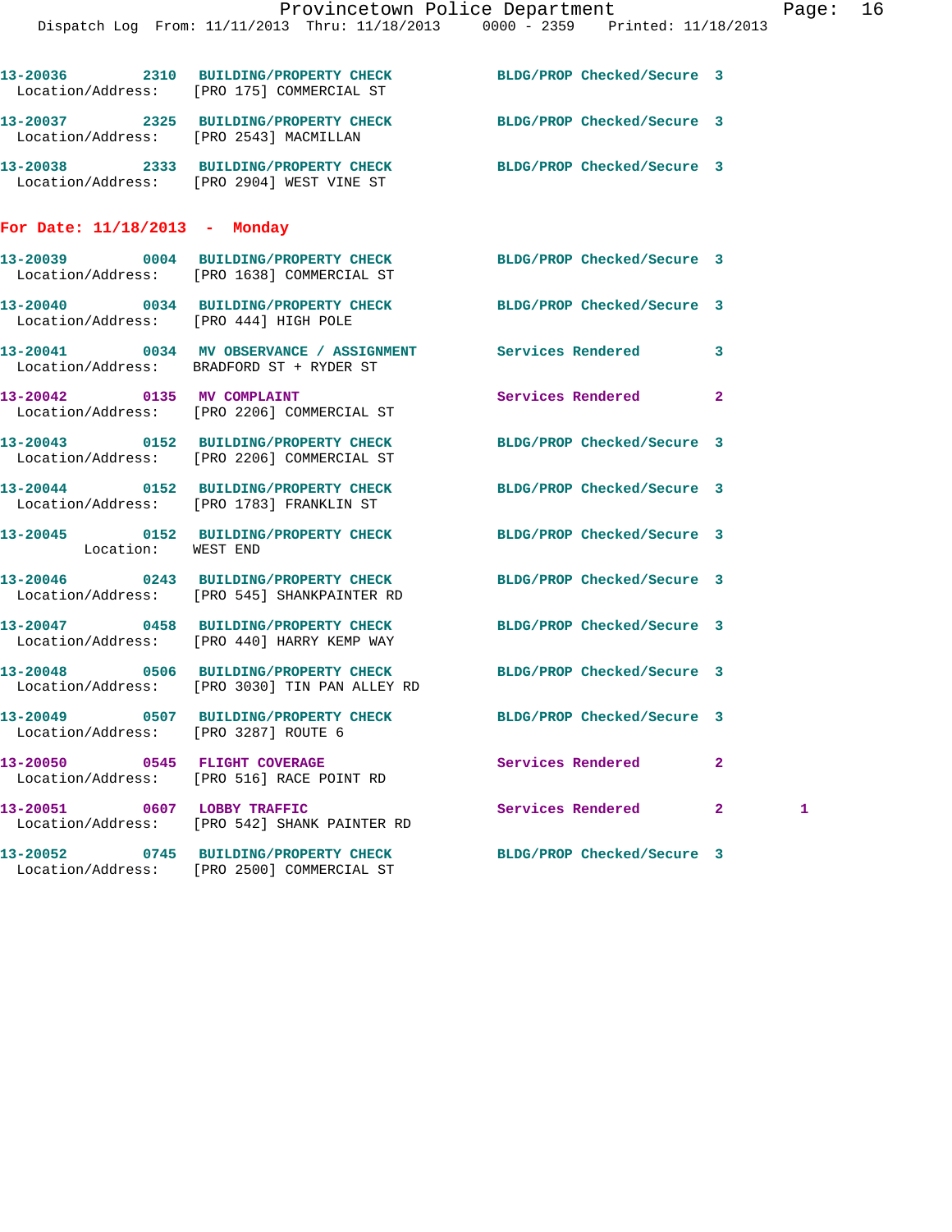13-20036 2310 BUILDING/PROPERTY CHECK BLDG/PROP Checked/Secure 3
Location/Address: [PRO 175] COMMERCIAL ST

13-20037 2325 BUILDING/PROPERTY CHECK BLDG/PROP Checked/Secure 3
Location/Address: [PRO 2543] MACMILLAN

13-20038 2333 BUILDING/PROPERTY CHECK BLDG/PROP Checked/Secure 3
Location/Address: [PRO 2904] WEST VINE ST

**For Date: 11/18/2013 - Monday**

13-20039 0004 BUILDING/PROPERTY CHECK BLDG/PROP Checked/Secure 3
Location/Address: [PRO 1638] COMMERCIAL ST

13-20040 0034 BUILDING/PROPERTY CHECK BLDG/PROP Checked/Secure 3
Location/Address: [PRO 444] HIGH POLE

13-20041 0034 MV OBSERVANCE / ASSIGNMENT Services Rendered 3
Location/Address: BRADFORD ST + RYDER ST

13-20042 0135 MV COMPLAINT Services Rendered 2
Location/Address: [PRO 2206] COMMERCIAL ST

13-20043 0152 BUILDING/PROPERTY CHECK BLDG/PROP Checked/Secure 3
Location/Address: [PRO 2206] COMMERCIAL ST

13-20044 0152 BUILDING/PROPERTY CHECK BLDG/PROP Checked/Secure 3
Location/Address: [PRO 1783] FRANKLIN ST

13-20045 0152 BUILDING/PROPERTY CHECK BLDG/PROP Checked/Secure 3
Location: WEST END

13-20046 0243 BUILDING/PROPERTY CHECK BLDG/PROP Checked/Secure 3
Location/Address: [PRO 545] SHANKPAINTER RD

13-20047 0458 BUILDING/PROPERTY CHECK BLDG/PROP Checked/Secure 3
Location/Address: [PRO 440] HARRY KEMP WAY

13-20048 0506 BUILDING/PROPERTY CHECK BLDG/PROP Checked/Secure 3
Location/Address: [PRO 3030] TIN PAN ALLEY RD

13-20049 0507 BUILDING/PROPERTY CHECK BLDG/PROP Checked/Secure 3
Location/Address: [PRO 3287] ROUTE 6

13-20050 0545 FLIGHT COVERAGE Services Rendered 2
Location/Address: [PRO 516] RACE POINT RD

13-20051 0607 LOBBY TRAFFIC Services Rendered 2 1
Location/Address: [PRO 542] SHANK PAINTER RD

13-20052 0745 BUILDING/PROPERTY CHECK BLDG/PROP Checked/Secure 3
Location/Address: [PRO 2500] COMMERCIAL ST